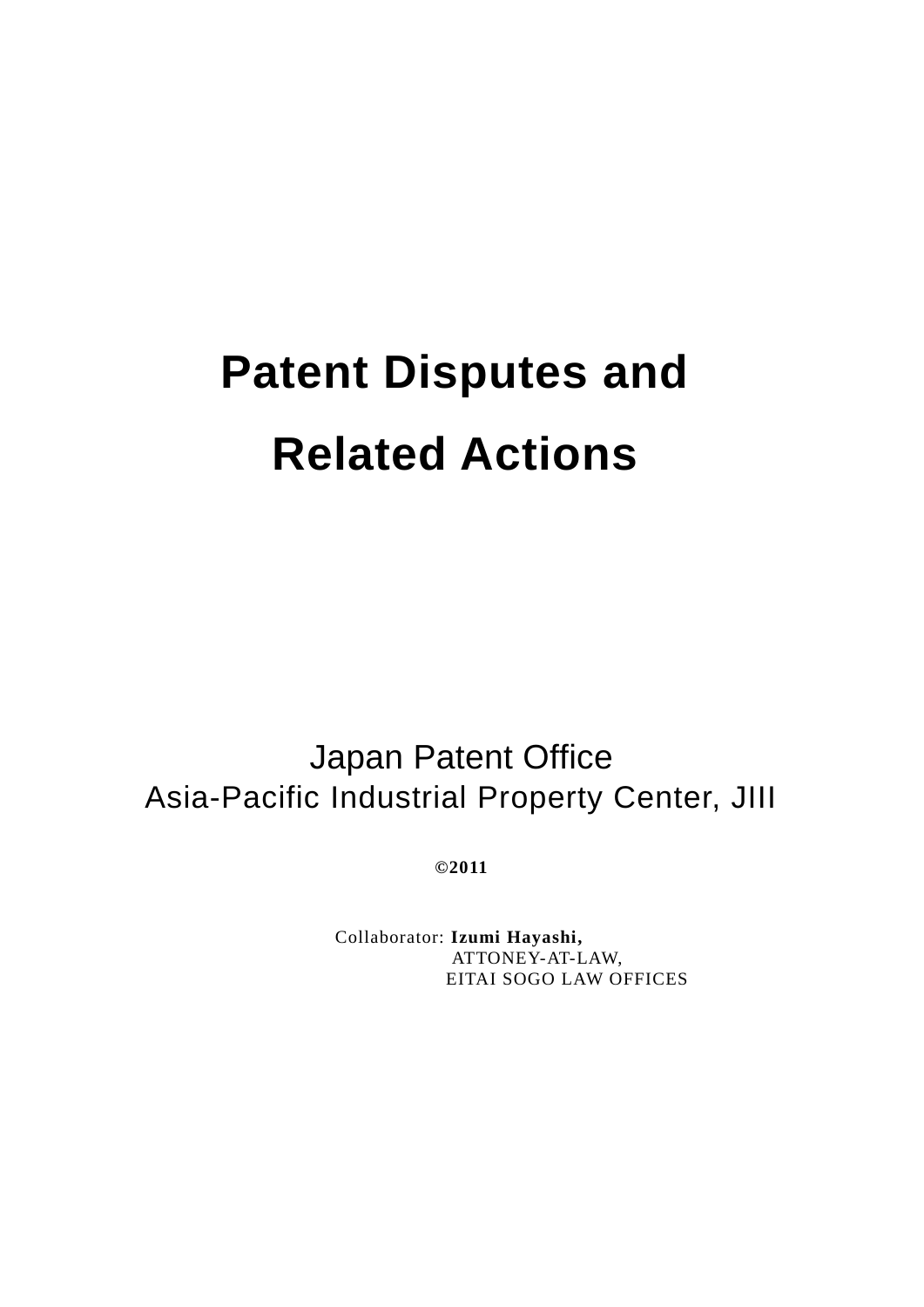# Patent Disputes and Related Actions

Japan Patent Office
Asia-Pacific Industrial Property Center, JIII

**©2011**

Collaborator: **Izumi Hayashi,**
ATTONEY-AT-LAW,
EITAI SOGO LAW OFFICES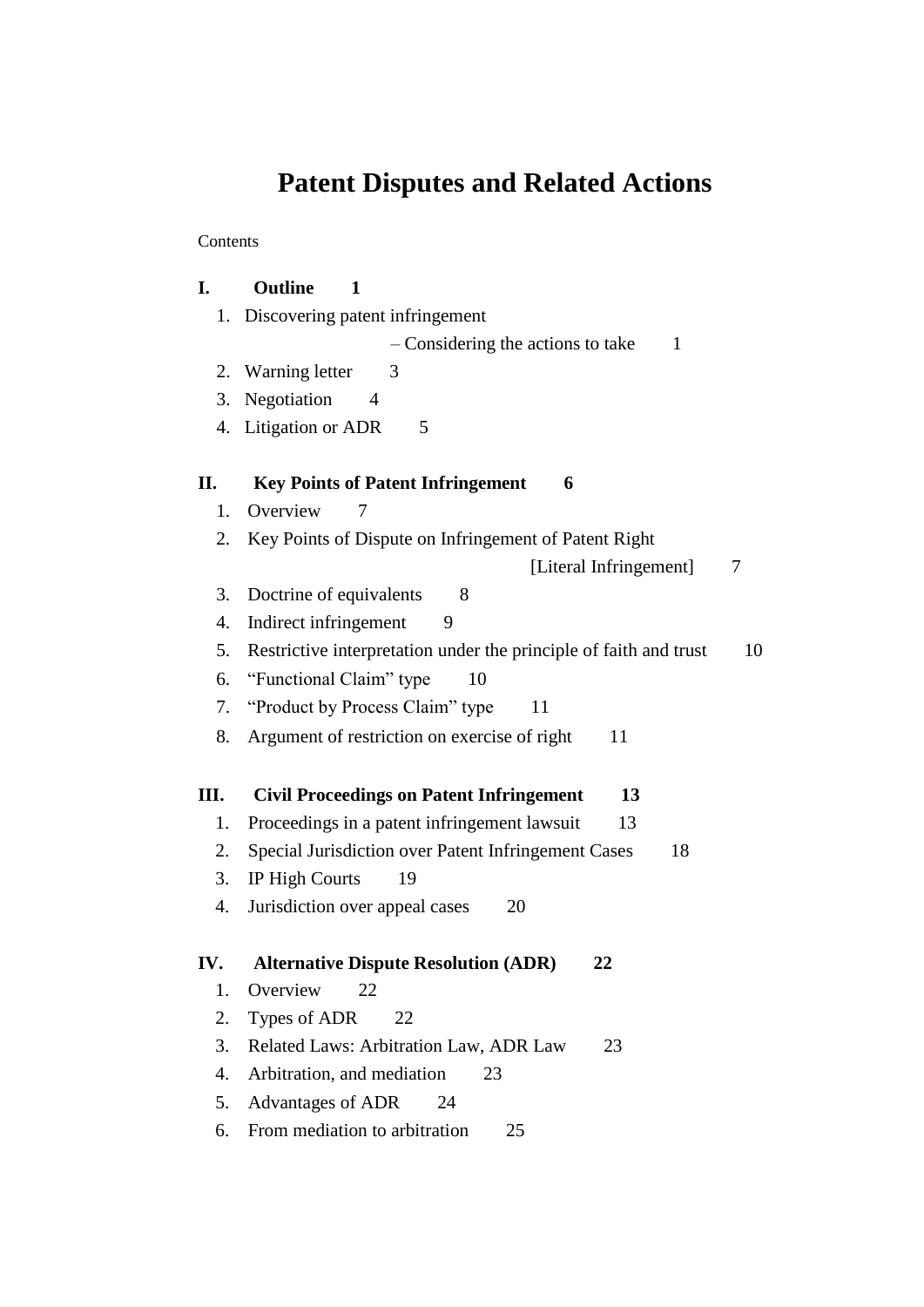# Patent Disputes and Related Actions

Contents

**I. Outline 1**

1. Discovering patent infringement – Considering the actions to take 1
2. Warning letter 3
3. Negotiation 4
4. Litigation or ADR 5

**II. Key Points of Patent Infringement 6**

1. Overview 7
2. Key Points of Dispute on Infringement of Patent Right [Literal Infringement] 7
3. Doctrine of equivalents 8
4. Indirect infringement 9
5. Restrictive interpretation under the principle of faith and trust 10
6. "Functional Claim" type 10
7. "Product by Process Claim" type 11
8. Argument of restriction on exercise of right 11

**III. Civil Proceedings on Patent Infringement 13**

1. Proceedings in a patent infringement lawsuit 13
2. Special Jurisdiction over Patent Infringement Cases 18
3. IP High Courts 19
4. Jurisdiction over appeal cases 20

**IV. Alternative Dispute Resolution (ADR) 22**

1. Overview 22
2. Types of ADR 22
3. Related Laws: Arbitration Law, ADR Law 23
4. Arbitration, and mediation 23
5. Advantages of ADR 24
6. From mediation to arbitration 25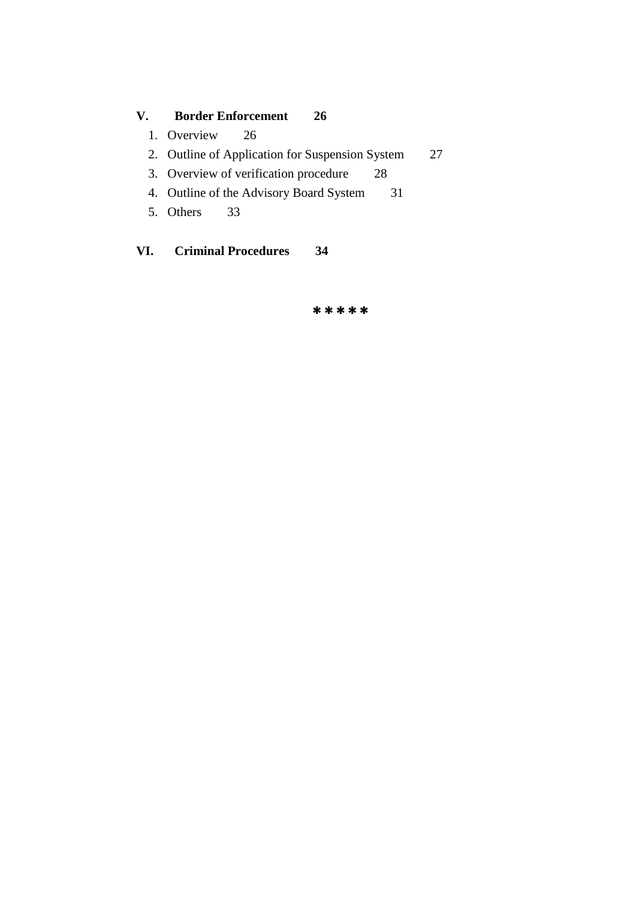**V. Border Enforcement 26**

1. Overview 26
2. Outline of Application for Suspension System 27
3. Overview of verification procedure 28
4. Outline of the Advisory Board System 31
5. Others 33

**VI. Criminal Procedures 34**

＊＊＊＊＊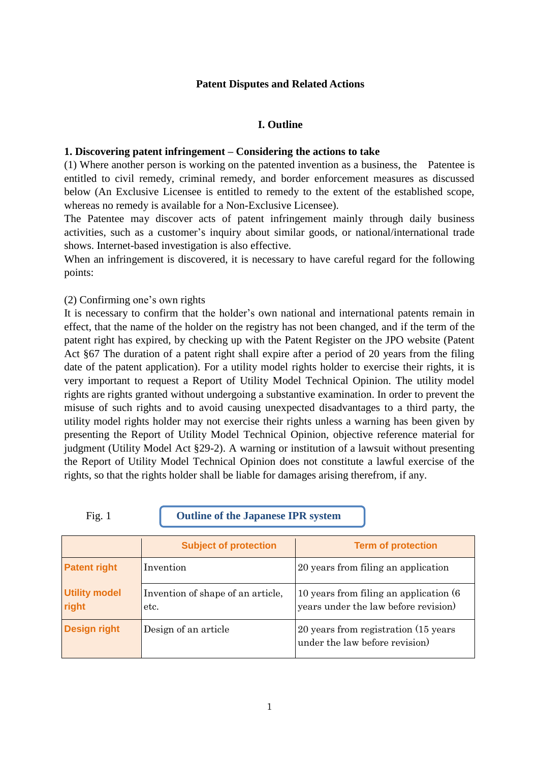## Patent Disputes and Related Actions

### I. Outline

**1. Discovering patent infringement – Considering the actions to take**

(1) Where another person is working on the patented invention as a business, the Patentee is entitled to civil remedy, criminal remedy, and border enforcement measures as discussed below (An Exclusive Licensee is entitled to remedy to the extent of the established scope, whereas no remedy is available for a Non-Exclusive Licensee).

The Patentee may discover acts of patent infringement mainly through daily business activities, such as a customer's inquiry about similar goods, or national/international trade shows. Internet-based investigation is also effective.

When an infringement is discovered, it is necessary to have careful regard for the following points:

(2) Confirming one's own rights

It is necessary to confirm that the holder's own national and international patents remain in effect, that the name of the holder on the registry has not been changed, and if the term of the patent right has expired, by checking up with the Patent Register on the JPO website (Patent Act §67 The duration of a patent right shall expire after a period of 20 years from the filing date of the patent application). For a utility model rights holder to exercise their rights, it is very important to request a Report of Utility Model Technical Opinion. The utility model rights are rights granted without undergoing a substantive examination. In order to prevent the misuse of such rights and to avoid causing unexpected disadvantages to a third party, the utility model rights holder may not exercise their rights unless a warning has been given by presenting the Report of Utility Model Technical Opinion, objective reference material for judgment (Utility Model Act §29-2). A warning or institution of a lawsuit without presenting the Report of Utility Model Technical Opinion does not constitute a lawful exercise of the rights, so that the rights holder shall be liable for damages arising therefrom, if any.

Fig. 1 **Outline of the Japanese IPR system**

| | Subject of protection | Term of protection |
|---|---|---|
| Patent right | Invention | 20 years from filing an application |
| Utility model right | Invention of shape of an article, etc. | 10 years from filing an application (6 years under the law before revision) |
| Design right | Design of an article | 20 years from registration (15 years under the law before revision) |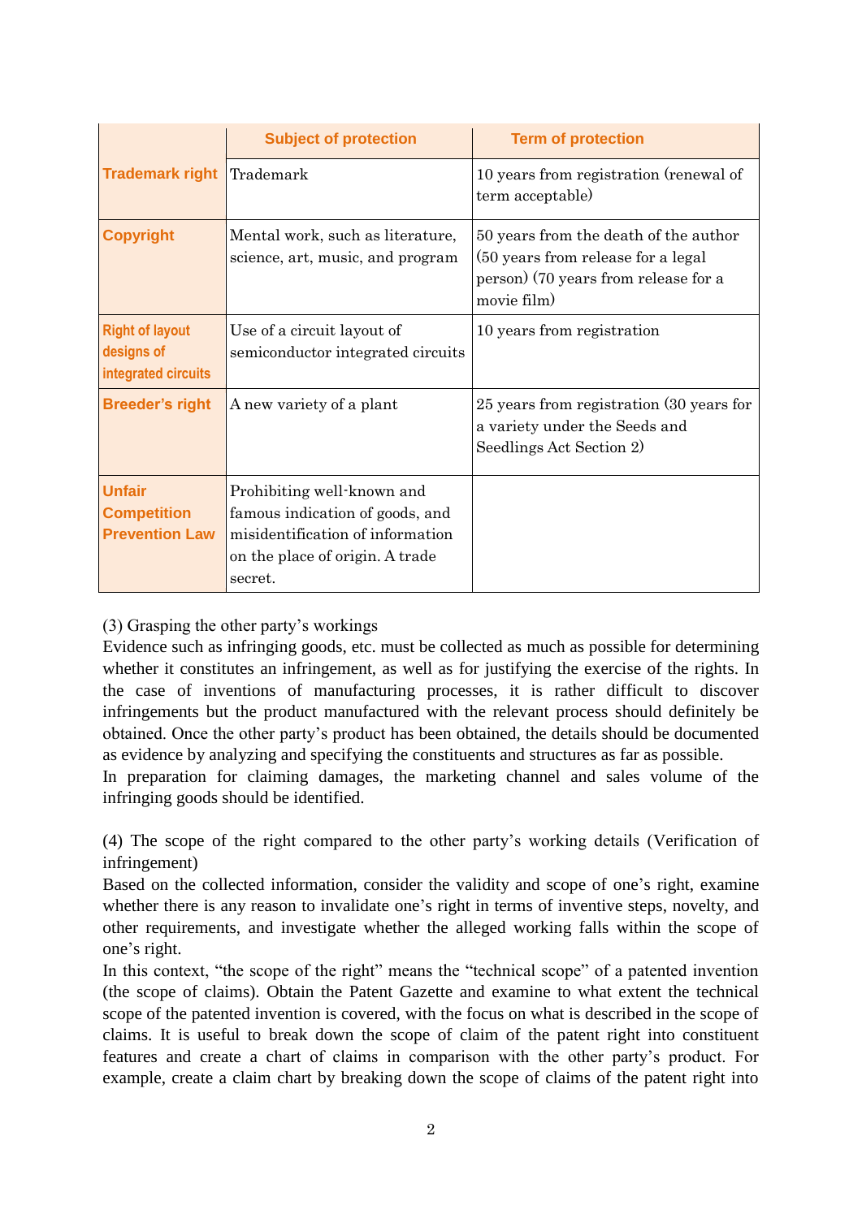| | Subject of protection | Term of protection |
|---|---|---|
| **Trademark right** | Trademark | 10 years from registration (renewal of term acceptable) |
| **Copyright** | Mental work, such as literature, science, art, music, and program | 50 years from the death of the author (50 years from release for a legal person) (70 years from release for a movie film) |
| **Right of layout designs of integrated circuits** | Use of a circuit layout of semiconductor integrated circuits | 10 years from registration |
| **Breeder's right** | A new variety of a plant | 25 years from registration (30 years for a variety under the Seeds and Seedlings Act Section 2) |
| **Unfair Competition Prevention Law** | Prohibiting well-known and famous indication of goods, and misidentification of information on the place of origin. A trade secret. | |

(3) Grasping the other party's workings

Evidence such as infringing goods, etc. must be collected as much as possible for determining whether it constitutes an infringement, as well as for justifying the exercise of the rights. In the case of inventions of manufacturing processes, it is rather difficult to discover infringements but the product manufactured with the relevant process should definitely be obtained. Once the other party's product has been obtained, the details should be documented as evidence by analyzing and specifying the constituents and structures as far as possible.

In preparation for claiming damages, the marketing channel and sales volume of the infringing goods should be identified.

(4) The scope of the right compared to the other party's working details (Verification of infringement)

Based on the collected information, consider the validity and scope of one's right, examine whether there is any reason to invalidate one's right in terms of inventive steps, novelty, and other requirements, and investigate whether the alleged working falls within the scope of one's right.

In this context, "the scope of the right" means the "technical scope" of a patented invention (the scope of claims). Obtain the Patent Gazette and examine to what extent the technical scope of the patented invention is covered, with the focus on what is described in the scope of claims. It is useful to break down the scope of claim of the patent right into constituent features and create a chart of claims in comparison with the other party's product. For example, create a claim chart by breaking down the scope of claims of the patent right into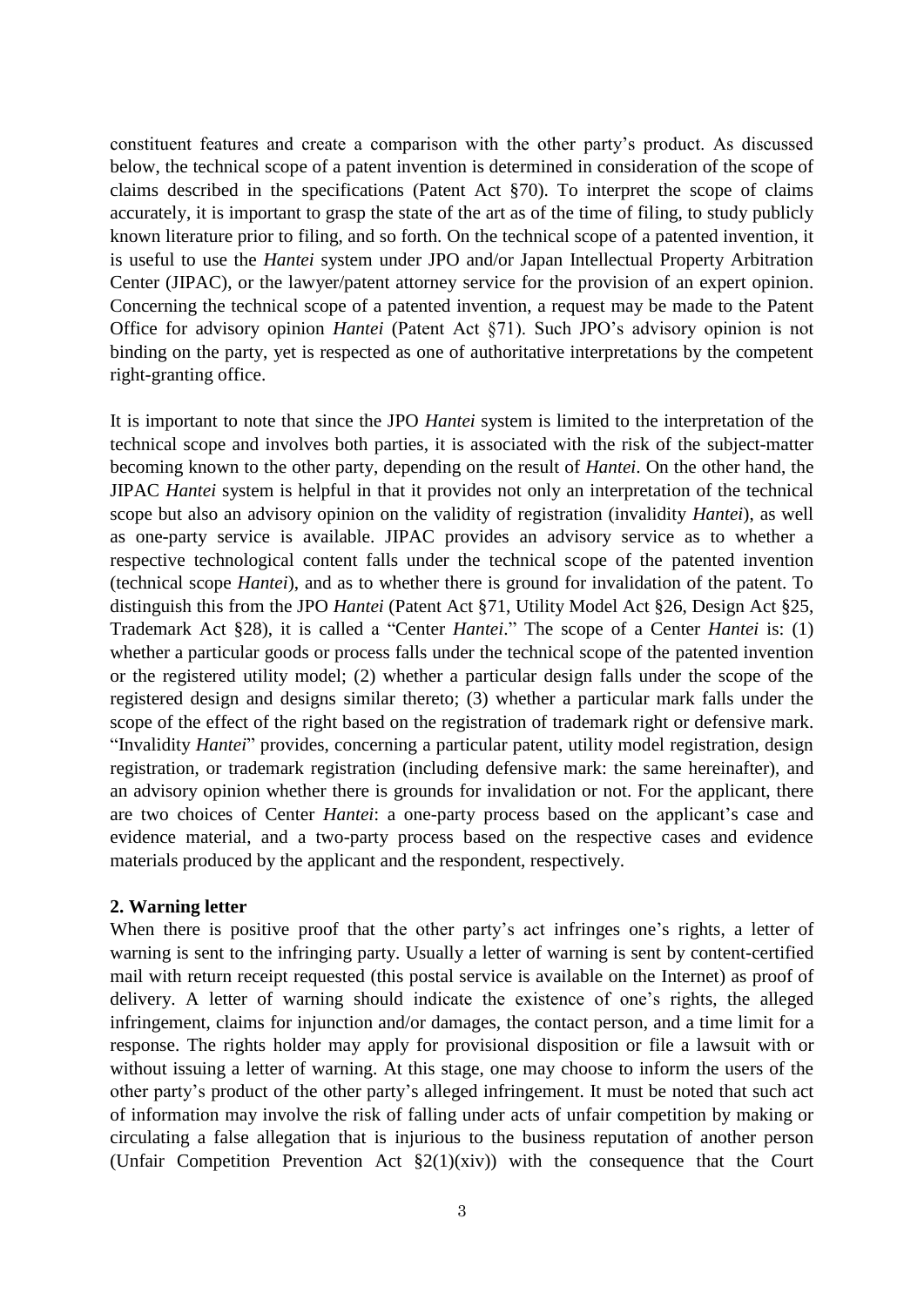constituent features and create a comparison with the other party's product. As discussed below, the technical scope of a patent invention is determined in consideration of the scope of claims described in the specifications (Patent Act §70). To interpret the scope of claims accurately, it is important to grasp the state of the art as of the time of filing, to study publicly known literature prior to filing, and so forth. On the technical scope of a patented invention, it is useful to use the *Hantei* system under JPO and/or Japan Intellectual Property Arbitration Center (JIPAC), or the lawyer/patent attorney service for the provision of an expert opinion. Concerning the technical scope of a patented invention, a request may be made to the Patent Office for advisory opinion *Hantei* (Patent Act §71). Such JPO's advisory opinion is not binding on the party, yet is respected as one of authoritative interpretations by the competent right-granting office.

It is important to note that since the JPO *Hantei* system is limited to the interpretation of the technical scope and involves both parties, it is associated with the risk of the subject-matter becoming known to the other party, depending on the result of *Hantei*. On the other hand, the JIPAC *Hantei* system is helpful in that it provides not only an interpretation of the technical scope but also an advisory opinion on the validity of registration (invalidity *Hantei*), as well as one-party service is available. JIPAC provides an advisory service as to whether a respective technological content falls under the technical scope of the patented invention (technical scope *Hantei*), and as to whether there is ground for invalidation of the patent. To distinguish this from the JPO *Hantei* (Patent Act §71, Utility Model Act §26, Design Act §25, Trademark Act §28), it is called a "Center *Hantei*." The scope of a Center *Hantei* is: (1) whether a particular goods or process falls under the technical scope of the patented invention or the registered utility model; (2) whether a particular design falls under the scope of the registered design and designs similar thereto; (3) whether a particular mark falls under the scope of the effect of the right based on the registration of trademark right or defensive mark. "Invalidity *Hantei*" provides, concerning a particular patent, utility model registration, design registration, or trademark registration (including defensive mark: the same hereinafter), and an advisory opinion whether there is grounds for invalidation or not. For the applicant, there are two choices of Center *Hantei*: a one-party process based on the applicant's case and evidence material, and a two-party process based on the respective cases and evidence materials produced by the applicant and the respondent, respectively.

**2. Warning letter**

When there is positive proof that the other party's act infringes one's rights, a letter of warning is sent to the infringing party. Usually a letter of warning is sent by content-certified mail with return receipt requested (this postal service is available on the Internet) as proof of delivery. A letter of warning should indicate the existence of one's rights, the alleged infringement, claims for injunction and/or damages, the contact person, and a time limit for a response. The rights holder may apply for provisional disposition or file a lawsuit with or without issuing a letter of warning. At this stage, one may choose to inform the users of the other party's product of the other party's alleged infringement. It must be noted that such act of information may involve the risk of falling under acts of unfair competition by making or circulating a false allegation that is injurious to the business reputation of another person (Unfair Competition Prevention Act §2(1)(xiv)) with the consequence that the Court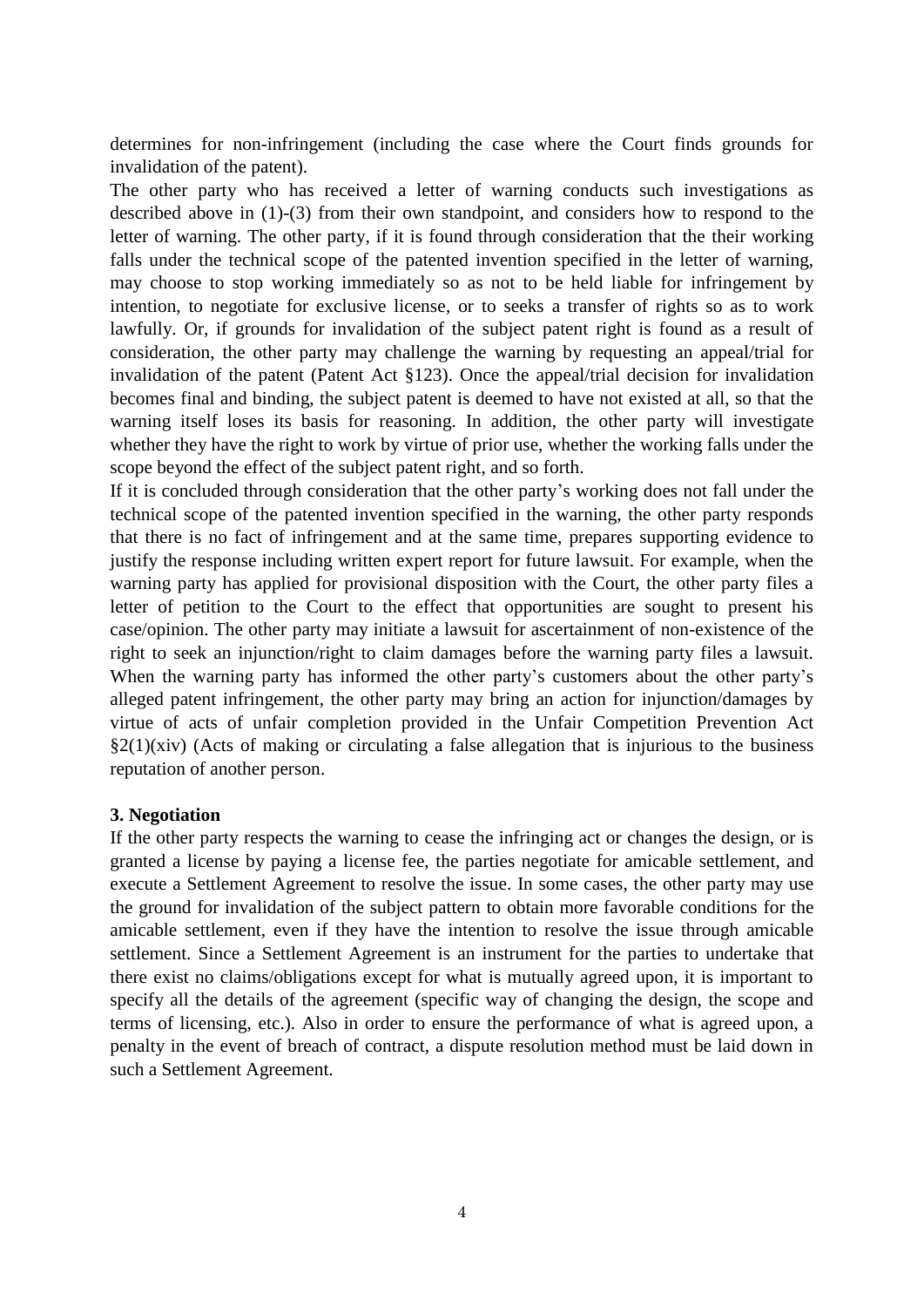determines for non-infringement (including the case where the Court finds grounds for invalidation of the patent).

The other party who has received a letter of warning conducts such investigations as described above in (1)-(3) from their own standpoint, and considers how to respond to the letter of warning. The other party, if it is found through consideration that the their working falls under the technical scope of the patented invention specified in the letter of warning, may choose to stop working immediately so as not to be held liable for infringement by intention, to negotiate for exclusive license, or to seeks a transfer of rights so as to work lawfully. Or, if grounds for invalidation of the subject patent right is found as a result of consideration, the other party may challenge the warning by requesting an appeal/trial for invalidation of the patent (Patent Act §123). Once the appeal/trial decision for invalidation becomes final and binding, the subject patent is deemed to have not existed at all, so that the warning itself loses its basis for reasoning. In addition, the other party will investigate whether they have the right to work by virtue of prior use, whether the working falls under the scope beyond the effect of the subject patent right, and so forth.

If it is concluded through consideration that the other party's working does not fall under the technical scope of the patented invention specified in the warning, the other party responds that there is no fact of infringement and at the same time, prepares supporting evidence to justify the response including written expert report for future lawsuit. For example, when the warning party has applied for provisional disposition with the Court, the other party files a letter of petition to the Court to the effect that opportunities are sought to present his case/opinion. The other party may initiate a lawsuit for ascertainment of non-existence of the right to seek an injunction/right to claim damages before the warning party files a lawsuit. When the warning party has informed the other party's customers about the other party's alleged patent infringement, the other party may bring an action for injunction/damages by virtue of acts of unfair completion provided in the Unfair Competition Prevention Act §2(1)(xiv) (Acts of making or circulating a false allegation that is injurious to the business reputation of another person.

**3. Negotiation**

If the other party respects the warning to cease the infringing act or changes the design, or is granted a license by paying a license fee, the parties negotiate for amicable settlement, and execute a Settlement Agreement to resolve the issue. In some cases, the other party may use the ground for invalidation of the subject pattern to obtain more favorable conditions for the amicable settlement, even if they have the intention to resolve the issue through amicable settlement. Since a Settlement Agreement is an instrument for the parties to undertake that there exist no claims/obligations except for what is mutually agreed upon, it is important to specify all the details of the agreement (specific way of changing the design, the scope and terms of licensing, etc.). Also in order to ensure the performance of what is agreed upon, a penalty in the event of breach of contract, a dispute resolution method must be laid down in such a Settlement Agreement.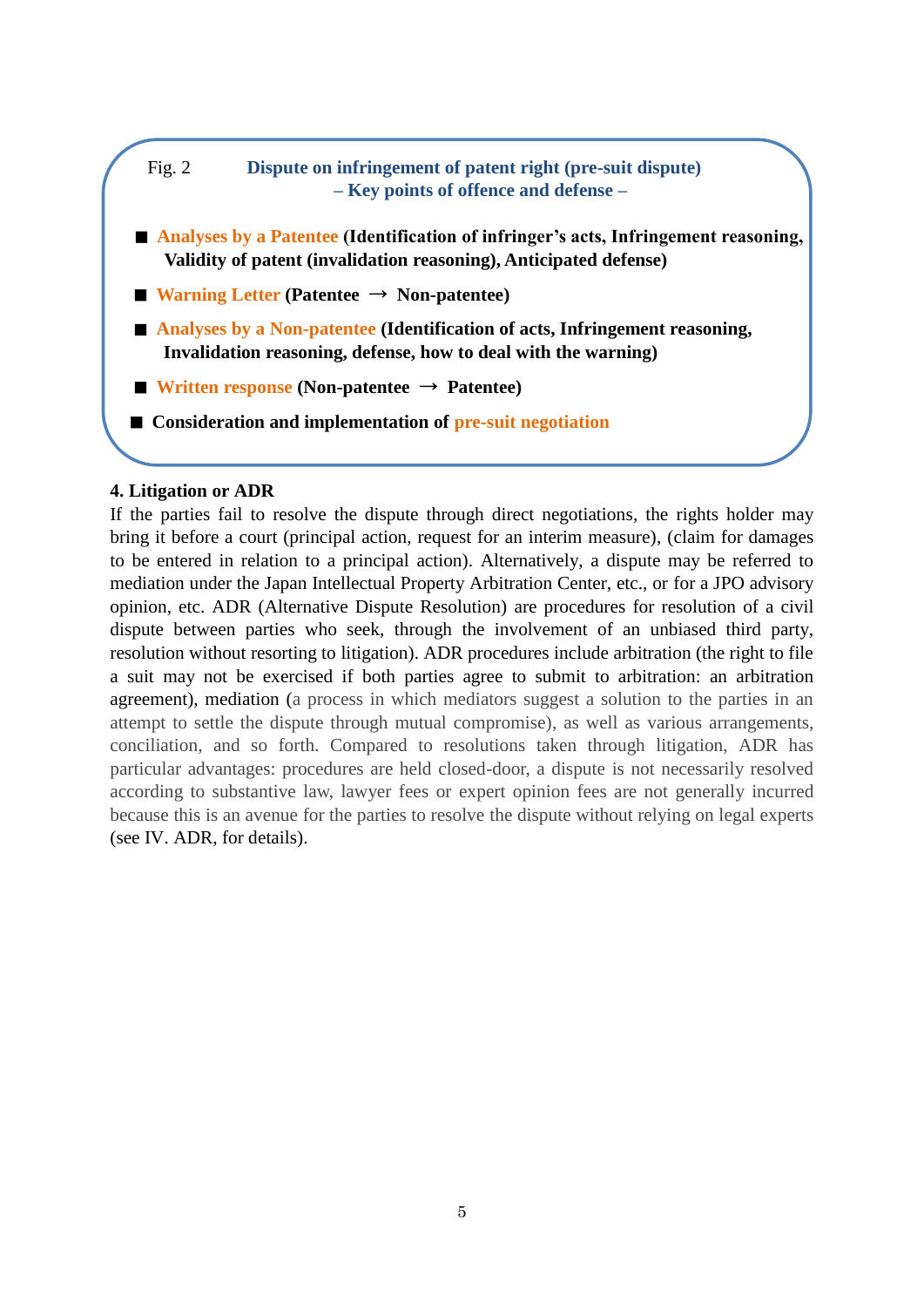Fig. 2 **Dispute on infringement of patent right (pre-suit dispute)**
**– Key points of offence and defense –**

- **Analyses by a Patentee (Identification of infringer's acts, Infringement reasoning, Validity of patent (invalidation reasoning), Anticipated defense)**
- **Warning Letter (Patentee → Non-patentee)**
- **Analyses by a Non-patentee (Identification of acts, Infringement reasoning, Invalidation reasoning, defense, how to deal with the warning)**
- **Written response (Non-patentee → Patentee)**
- **Consideration and implementation of pre-suit negotiation**

**4. Litigation or ADR**

If the parties fail to resolve the dispute through direct negotiations, the rights holder may bring it before a court (principal action, request for an interim measure), (claim for damages to be entered in relation to a principal action). Alternatively, a dispute may be referred to mediation under the Japan Intellectual Property Arbitration Center, etc., or for a JPO advisory opinion, etc. ADR (Alternative Dispute Resolution) are procedures for resolution of a civil dispute between parties who seek, through the involvement of an unbiased third party, resolution without resorting to litigation). ADR procedures include arbitration (the right to file a suit may not be exercised if both parties agree to submit to arbitration: an arbitration agreement), mediation (a process in which mediators suggest a solution to the parties in an attempt to settle the dispute through mutual compromise), as well as various arrangements, conciliation, and so forth. Compared to resolutions taken through litigation, ADR has particular advantages: procedures are held closed-door, a dispute is not necessarily resolved according to substantive law, lawyer fees or expert opinion fees are not generally incurred because this is an avenue for the parties to resolve the dispute without relying on legal experts (see IV. ADR, for details).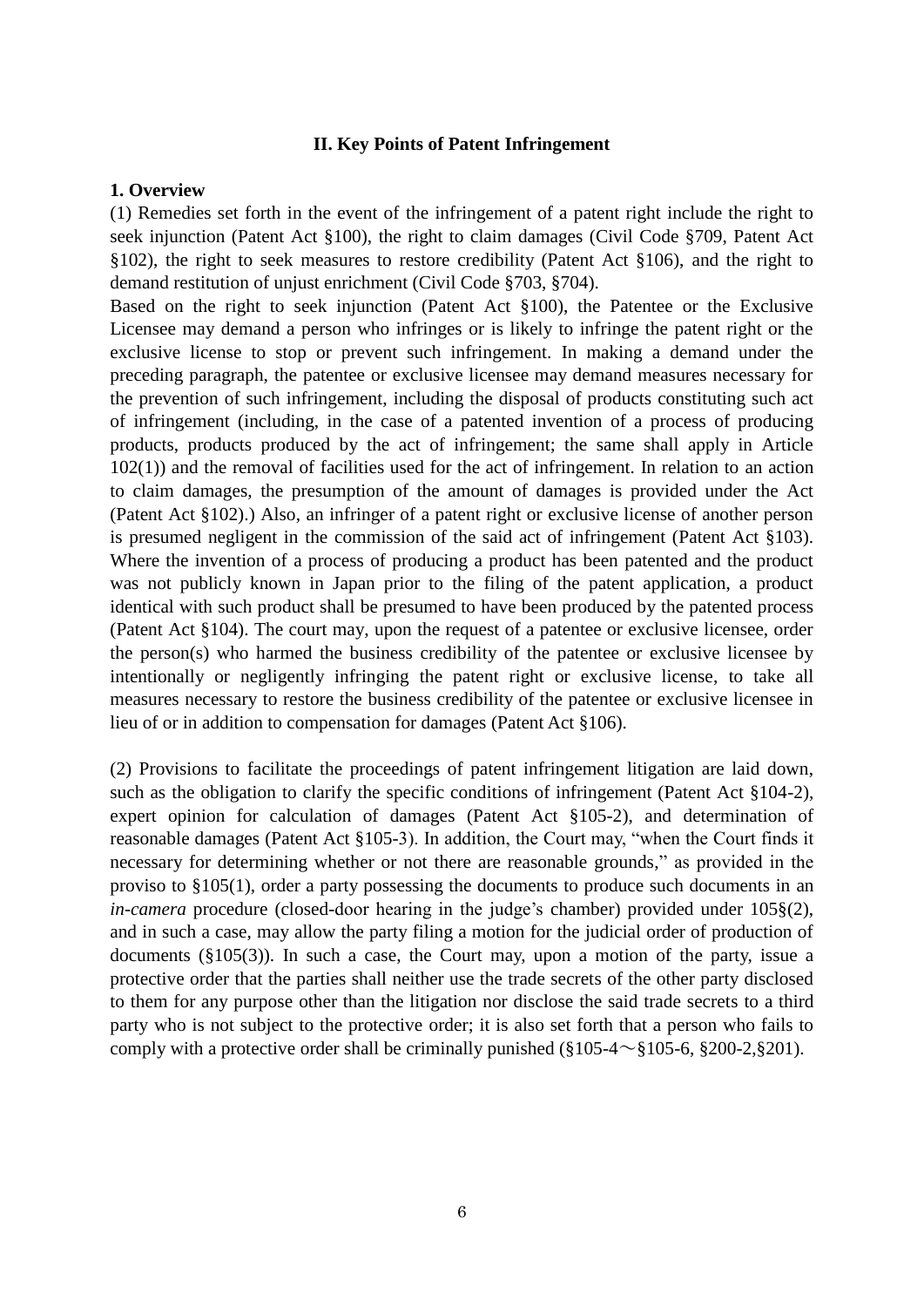## II. Key Points of Patent Infringement

### 1. Overview

(1) Remedies set forth in the event of the infringement of a patent right include the right to seek injunction (Patent Act §100), the right to claim damages (Civil Code §709, Patent Act §102), the right to seek measures to restore credibility (Patent Act §106), and the right to demand restitution of unjust enrichment (Civil Code §703, §704).

Based on the right to seek injunction (Patent Act §100), the Patentee or the Exclusive Licensee may demand a person who infringes or is likely to infringe the patent right or the exclusive license to stop or prevent such infringement. In making a demand under the preceding paragraph, the patentee or exclusive licensee may demand measures necessary for the prevention of such infringement, including the disposal of products constituting such act of infringement (including, in the case of a patented invention of a process of producing products, products produced by the act of infringement; the same shall apply in Article 102(1)) and the removal of facilities used for the act of infringement. In relation to an action to claim damages, the presumption of the amount of damages is provided under the Act (Patent Act §102).) Also, an infringer of a patent right or exclusive license of another person is presumed negligent in the commission of the said act of infringement (Patent Act §103). Where the invention of a process of producing a product has been patented and the product was not publicly known in Japan prior to the filing of the patent application, a product identical with such product shall be presumed to have been produced by the patented process (Patent Act §104). The court may, upon the request of a patentee or exclusive licensee, order the person(s) who harmed the business credibility of the patentee or exclusive licensee by intentionally or negligently infringing the patent right or exclusive license, to take all measures necessary to restore the business credibility of the patentee or exclusive licensee in lieu of or in addition to compensation for damages (Patent Act §106).

(2) Provisions to facilitate the proceedings of patent infringement litigation are laid down, such as the obligation to clarify the specific conditions of infringement (Patent Act §104-2), expert opinion for calculation of damages (Patent Act §105-2), and determination of reasonable damages (Patent Act §105-3). In addition, the Court may, "when the Court finds it necessary for determining whether or not there are reasonable grounds," as provided in the proviso to §105(1), order a party possessing the documents to produce such documents in an *in-camera* procedure (closed-door hearing in the judge's chamber) provided under 105§(2), and in such a case, may allow the party filing a motion for the judicial order of production of documents (§105(3)). In such a case, the Court may, upon a motion of the party, issue a protective order that the parties shall neither use the trade secrets of the other party disclosed to them for any purpose other than the litigation nor disclose the said trade secrets to a third party who is not subject to the protective order; it is also set forth that a person who fails to comply with a protective order shall be criminally punished (§105-4～§105-6, §200-2,§201).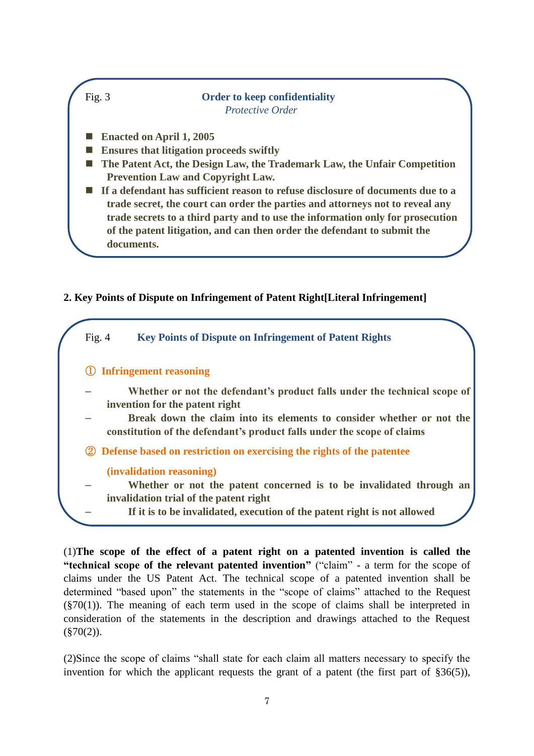Fig. 3 **Order to keep confidentiality**
*Protective Order*

- **Enacted on April 1, 2005**
- **Ensures that litigation proceeds swiftly**
- **The Patent Act, the Design Law, the Trademark Law, the Unfair Competition Prevention Law and Copyright Law.**
- **If a defendant has sufficient reason to refuse disclosure of documents due to a trade secret, the court can order the parties and attorneys not to reveal any trade secrets to a third party and to use the information only for prosecution of the patent litigation, and can then order the defendant to submit the documents.**

## 2. Key Points of Dispute on Infringement of Patent Right[Literal Infringement]

Fig. 4 **Key Points of Dispute on Infringement of Patent Rights**

**① Infringement reasoning**

- **Whether or not the defendant's product falls under the technical scope of invention for the patent right**
- **Break down the claim into its elements to consider whether or not the constitution of the defendant's product falls under the scope of claims**

**② Defense based on restriction on exercising the rights of the patentee (invalidation reasoning)**

- **Whether or not the patent concerned is to be invalidated through an invalidation trial of the patent right**
- **If it is to be invalidated, execution of the patent right is not allowed**

(1)**The scope of the effect of a patent right on a patented invention is called the "technical scope of the relevant patented invention"** ("claim" - a term for the scope of claims under the US Patent Act. The technical scope of a patented invention shall be determined "based upon" the statements in the "scope of claims" attached to the Request (§70(1)). The meaning of each term used in the scope of claims shall be interpreted in consideration of the statements in the description and drawings attached to the Request (§70(2)).

(2)Since the scope of claims "shall state for each claim all matters necessary to specify the invention for which the applicant requests the grant of a patent (the first part of §36(5)),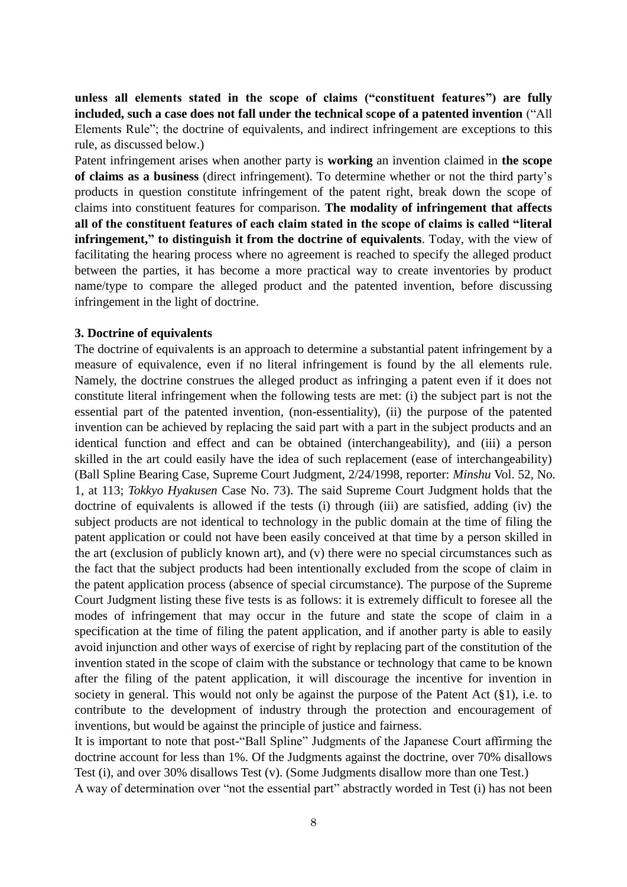**unless all elements stated in the scope of claims ("constituent features") are fully included, such a case does not fall under the technical scope of a patented invention** ("All Elements Rule"; the doctrine of equivalents, and indirect infringement are exceptions to this rule, as discussed below.)

Patent infringement arises when another party is **working** an invention claimed in **the scope of claims as a business** (direct infringement). To determine whether or not the third party's products in question constitute infringement of the patent right, break down the scope of claims into constituent features for comparison. **The modality of infringement that affects all of the constituent features of each claim stated in the scope of claims is called "literal infringement," to distinguish it from the doctrine of equivalents**. Today, with the view of facilitating the hearing process where no agreement is reached to specify the alleged product between the parties, it has become a more practical way to create inventories by product name/type to compare the alleged product and the patented invention, before discussing infringement in the light of doctrine.

### 3. Doctrine of equivalents

The doctrine of equivalents is an approach to determine a substantial patent infringement by a measure of equivalence, even if no literal infringement is found by the all elements rule. Namely, the doctrine construes the alleged product as infringing a patent even if it does not constitute literal infringement when the following tests are met: (i) the subject part is not the essential part of the patented invention, (non-essentiality), (ii) the purpose of the patented invention can be achieved by replacing the said part with a part in the subject products and an identical function and effect and can be obtained (interchangeability), and (iii) a person skilled in the art could easily have the idea of such replacement (ease of interchangeability) (Ball Spline Bearing Case, Supreme Court Judgment, 2/24/1998, reporter: *Minshu* Vol. 52, No. 1, at 113; *Tokkyo Hyakusen* Case No. 73). The said Supreme Court Judgment holds that the doctrine of equivalents is allowed if the tests (i) through (iii) are satisfied, adding (iv) the subject products are not identical to technology in the public domain at the time of filing the patent application or could not have been easily conceived at that time by a person skilled in the art (exclusion of publicly known art), and (v) there were no special circumstances such as the fact that the subject products had been intentionally excluded from the scope of claim in the patent application process (absence of special circumstance). The purpose of the Supreme Court Judgment listing these five tests is as follows: it is extremely difficult to foresee all the modes of infringement that may occur in the future and state the scope of claim in a specification at the time of filing the patent application, and if another party is able to easily avoid injunction and other ways of exercise of right by replacing part of the constitution of the invention stated in the scope of claim with the substance or technology that came to be known after the filing of the patent application, it will discourage the incentive for invention in society in general. This would not only be against the purpose of the Patent Act (§1), i.e. to contribute to the development of industry through the protection and encouragement of inventions, but would be against the principle of justice and fairness.

It is important to note that post-"Ball Spline" Judgments of the Japanese Court affirming the doctrine account for less than 1%. Of the Judgments against the doctrine, over 70% disallows Test (i), and over 30% disallows Test (v). (Some Judgments disallow more than one Test.)

A way of determination over "not the essential part" abstractly worded in Test (i) has not been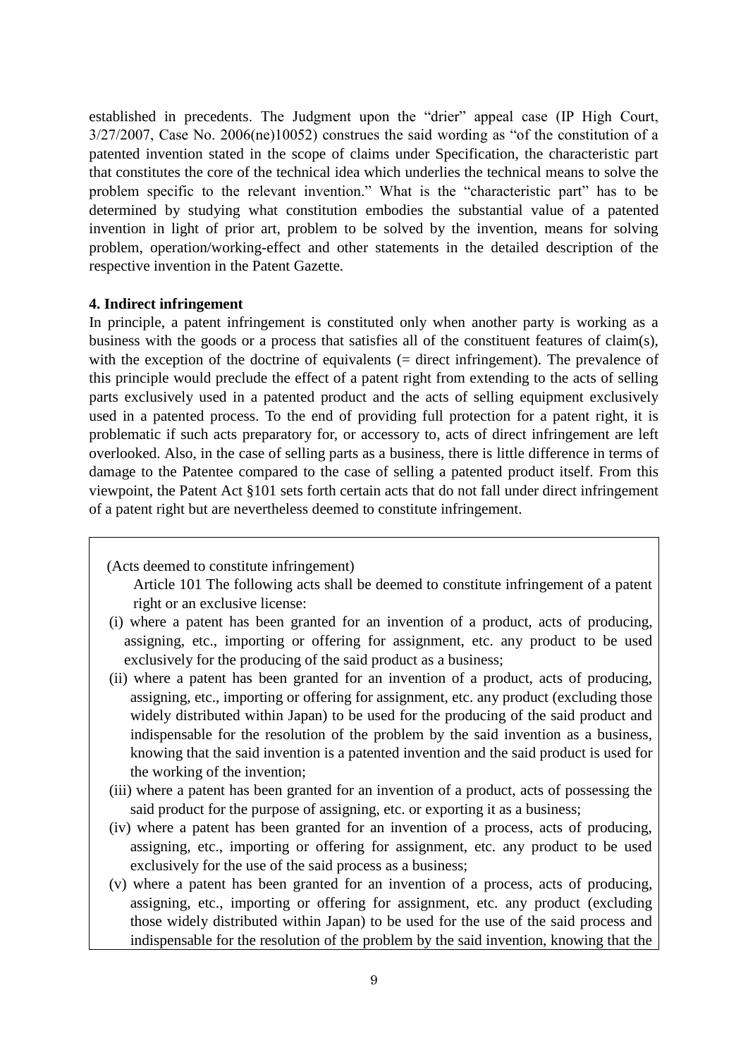established in precedents. The Judgment upon the "drier" appeal case (IP High Court, 3/27/2007, Case No. 2006(ne)10052) construes the said wording as "of the constitution of a patented invention stated in the scope of claims under Specification, the characteristic part that constitutes the core of the technical idea which underlies the technical means to solve the problem specific to the relevant invention." What is the "characteristic part" has to be determined by studying what constitution embodies the substantial value of a patented invention in light of prior art, problem to be solved by the invention, means for solving problem, operation/working-effect and other statements in the detailed description of the respective invention in the Patent Gazette.

**4. Indirect infringement**

In principle, a patent infringement is constituted only when another party is working as a business with the goods or a process that satisfies all of the constituent features of claim(s), with the exception of the doctrine of equivalents (= direct infringement). The prevalence of this principle would preclude the effect of a patent right from extending to the acts of selling parts exclusively used in a patented product and the acts of selling equipment exclusively used in a patented process. To the end of providing full protection for a patent right, it is problematic if such acts preparatory for, or accessory to, acts of direct infringement are left overlooked. Also, in the case of selling parts as a business, there is little difference in terms of damage to the Patentee compared to the case of selling a patented product itself. From this viewpoint, the Patent Act §101 sets forth certain acts that do not fall under direct infringement of a patent right but are nevertheless deemed to constitute infringement.

(Acts deemed to constitute infringement)

Article 101 The following acts shall be deemed to constitute infringement of a patent right or an exclusive license:

(i) where a patent has been granted for an invention of a product, acts of producing, assigning, etc., importing or offering for assignment, etc. any product to be used exclusively for the producing of the said product as a business;

(ii) where a patent has been granted for an invention of a product, acts of producing, assigning, etc., importing or offering for assignment, etc. any product (excluding those widely distributed within Japan) to be used for the producing of the said product and indispensable for the resolution of the problem by the said invention as a business, knowing that the said invention is a patented invention and the said product is used for the working of the invention;

(iii) where a patent has been granted for an invention of a product, acts of possessing the said product for the purpose of assigning, etc. or exporting it as a business;

(iv) where a patent has been granted for an invention of a process, acts of producing, assigning, etc., importing or offering for assignment, etc. any product to be used exclusively for the use of the said process as a business;

(v) where a patent has been granted for an invention of a process, acts of producing, assigning, etc., importing or offering for assignment, etc. any product (excluding those widely distributed within Japan) to be used for the use of the said process and indispensable for the resolution of the problem by the said invention, knowing that the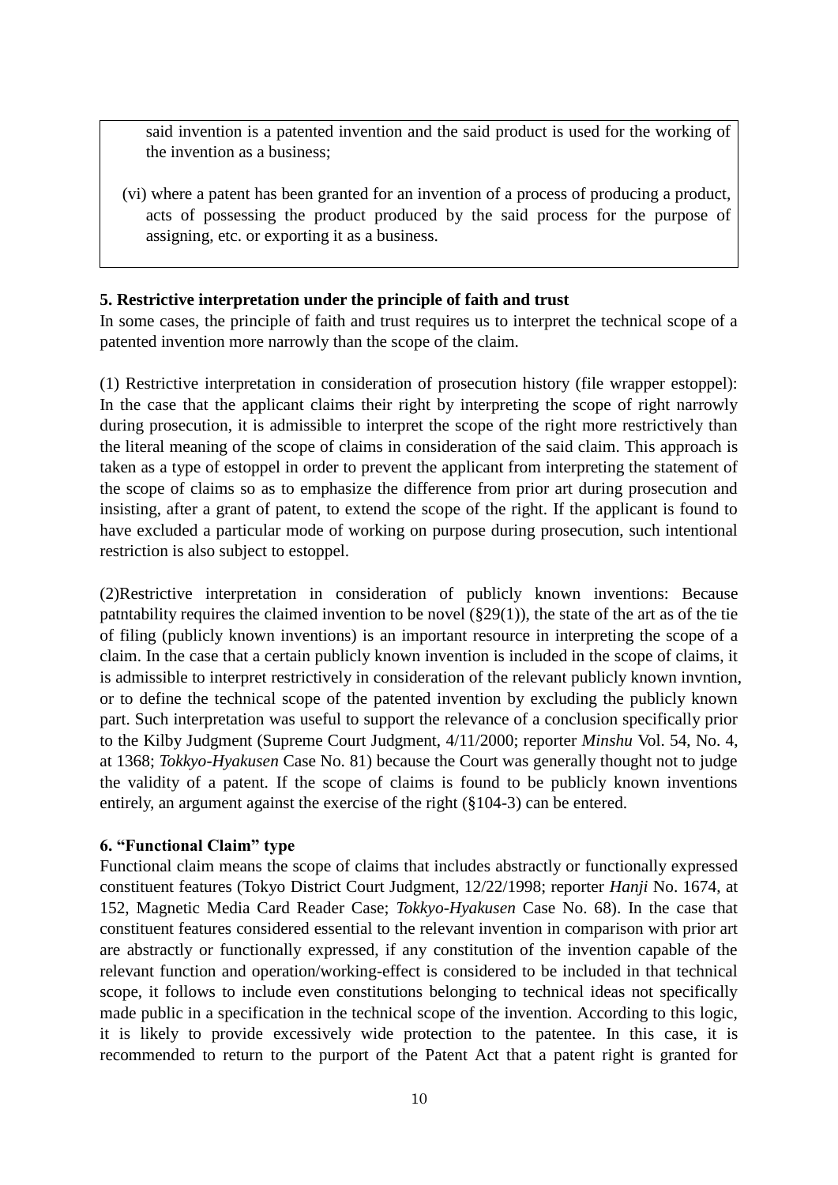said invention is a patented invention and the said product is used for the working of the invention as a business;

(vi) where a patent has been granted for an invention of a process of producing a product, acts of possessing the product produced by the said process for the purpose of assigning, etc. or exporting it as a business.

**5. Restrictive interpretation under the principle of faith and trust**

In some cases, the principle of faith and trust requires us to interpret the technical scope of a patented invention more narrowly than the scope of the claim.

(1) Restrictive interpretation in consideration of prosecution history (file wrapper estoppel): In the case that the applicant claims their right by interpreting the scope of right narrowly during prosecution, it is admissible to interpret the scope of the right more restrictively than the literal meaning of the scope of claims in consideration of the said claim. This approach is taken as a type of estoppel in order to prevent the applicant from interpreting the statement of the scope of claims so as to emphasize the difference from prior art during prosecution and insisting, after a grant of patent, to extend the scope of the right. If the applicant is found to have excluded a particular mode of working on purpose during prosecution, such intentional restriction is also subject to estoppel.

(2)Restrictive interpretation in consideration of publicly known inventions: Because patntability requires the claimed invention to be novel (§29(1)), the state of the art as of the tie of filing (publicly known inventions) is an important resource in interpreting the scope of a claim. In the case that a certain publicly known invention is included in the scope of claims, it is admissible to interpret restrictively in consideration of the relevant publicly known invntion, or to define the technical scope of the patented invention by excluding the publicly known part. Such interpretation was useful to support the relevance of a conclusion specifically prior to the Kilby Judgment (Supreme Court Judgment, 4/11/2000; reporter *Minshu* Vol. 54, No. 4, at 1368; *Tokkyo-Hyakusen* Case No. 81) because the Court was generally thought not to judge the validity of a patent. If the scope of claims is found to be publicly known inventions entirely, an argument against the exercise of the right (§104-3) can be entered.

**6. "Functional Claim" type**

Functional claim means the scope of claims that includes abstractly or functionally expressed constituent features (Tokyo District Court Judgment, 12/22/1998; reporter *Hanji* No. 1674, at 152, Magnetic Media Card Reader Case; *Tokkyo-Hyakusen* Case No. 68). In the case that constituent features considered essential to the relevant invention in comparison with prior art are abstractly or functionally expressed, if any constitution of the invention capable of the relevant function and operation/working-effect is considered to be included in that technical scope, it follows to include even constitutions belonging to technical ideas not specifically made public in a specification in the technical scope of the invention. According to this logic, it is likely to provide excessively wide protection to the patentee. In this case, it is recommended to return to the purport of the Patent Act that a patent right is granted for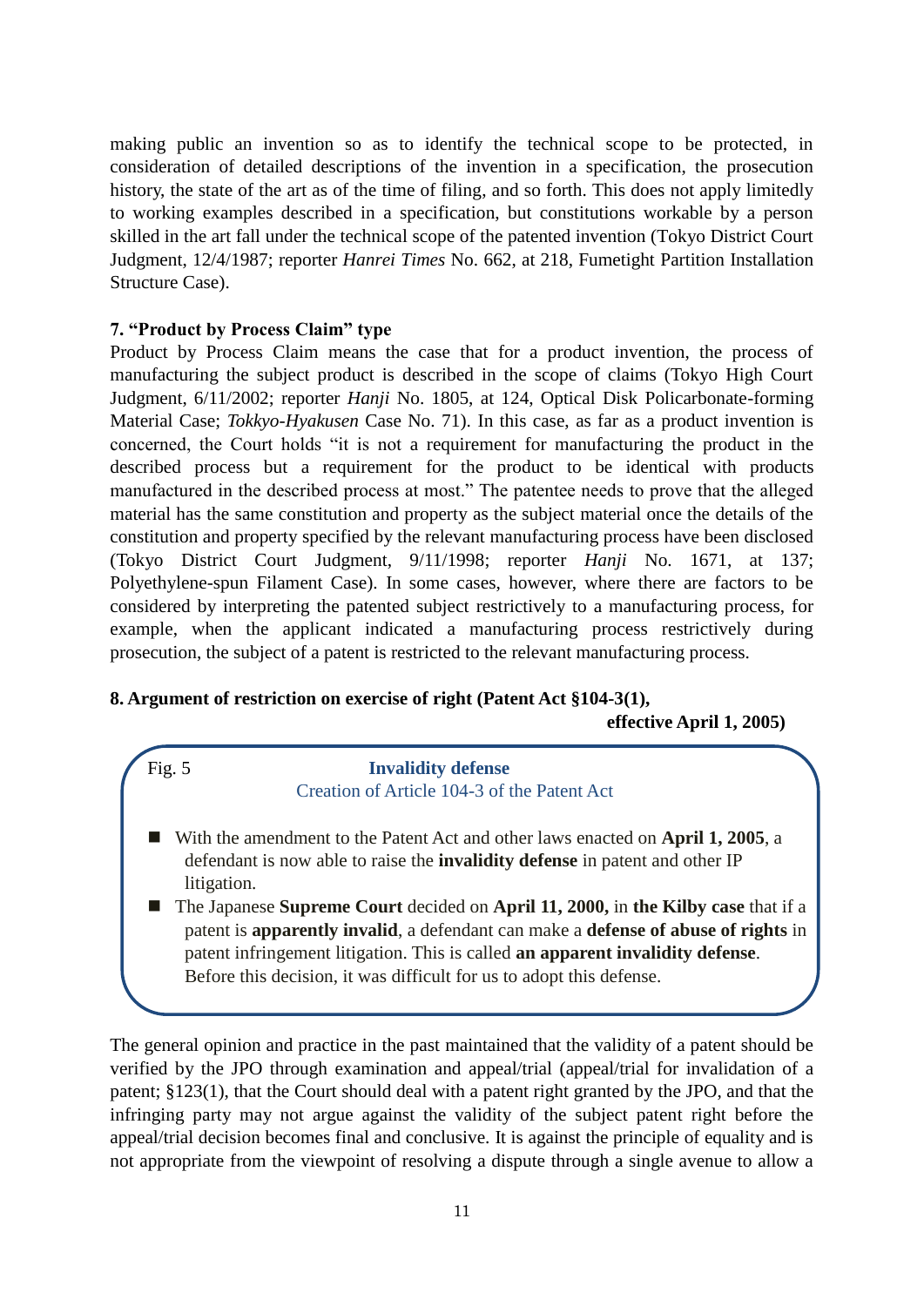making public an invention so as to identify the technical scope to be protected, in consideration of detailed descriptions of the invention in a specification, the prosecution history, the state of the art as of the time of filing, and so forth. This does not apply limitedly to working examples described in a specification, but constitutions workable by a person skilled in the art fall under the technical scope of the patented invention (Tokyo District Court Judgment, 12/4/1987; reporter *Hanrei Times* No. 662, at 218, Fumetight Partition Installation Structure Case).

**7. "Product by Process Claim" type**

Product by Process Claim means the case that for a product invention, the process of manufacturing the subject product is described in the scope of claims (Tokyo High Court Judgment, 6/11/2002; reporter *Hanji* No. 1805, at 124, Optical Disk Policarbonate-forming Material Case; *Tokkyo-Hyakusen* Case No. 71). In this case, as far as a product invention is concerned, the Court holds "it is not a requirement for manufacturing the product in the described process but a requirement for the product to be identical with products manufactured in the described process at most." The patentee needs to prove that the alleged material has the same constitution and property as the subject material once the details of the constitution and property specified by the relevant manufacturing process have been disclosed (Tokyo District Court Judgment, 9/11/1998; reporter *Hanji* No. 1671, at 137; Polyethylene-spun Filament Case). In some cases, however, where there are factors to be considered by interpreting the patented subject restrictively to a manufacturing process, for example, when the applicant indicated a manufacturing process restrictively during prosecution, the subject of a patent is restricted to the relevant manufacturing process.

**8. Argument of restriction on exercise of right (Patent Act §104-3(1), effective April 1, 2005)**

Fig. 5 **Invalidity defense**

Creation of Article 104-3 of the Patent Act

- With the amendment to the Patent Act and other laws enacted on **April 1, 2005**, a defendant is now able to raise the **invalidity defense** in patent and other IP litigation.
- The Japanese **Supreme Court** decided on **April 11, 2000,** in **the Kilby case** that if a patent is **apparently invalid**, a defendant can make a **defense of abuse of rights** in patent infringement litigation. This is called **an apparent invalidity defense**. Before this decision, it was difficult for us to adopt this defense.

The general opinion and practice in the past maintained that the validity of a patent should be verified by the JPO through examination and appeal/trial (appeal/trial for invalidation of a patent; §123(1), that the Court should deal with a patent right granted by the JPO, and that the infringing party may not argue against the validity of the subject patent right before the appeal/trial decision becomes final and conclusive. It is against the principle of equality and is not appropriate from the viewpoint of resolving a dispute through a single avenue to allow a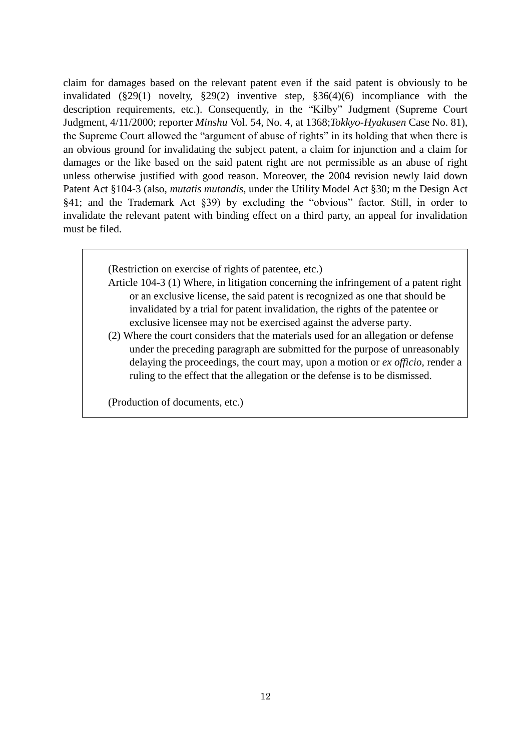claim for damages based on the relevant patent even if the said patent is obviously to be invalidated (§29(1) novelty, §29(2) inventive step, §36(4)(6) incompliance with the description requirements, etc.). Consequently, in the "Kilby" Judgment (Supreme Court Judgment, 4/11/2000; reporter *Minshu* Vol. 54, No. 4, at 1368;*Tokkyo-Hyakusen* Case No. 81), the Supreme Court allowed the "argument of abuse of rights" in its holding that when there is an obvious ground for invalidating the subject patent, a claim for injunction and a claim for damages or the like based on the said patent right are not permissible as an abuse of right unless otherwise justified with good reason. Moreover, the 2004 revision newly laid down Patent Act §104-3 (also, *mutatis mutandis,* under the Utility Model Act §30; m the Design Act §41; and the Trademark Act §39) by excluding the "obvious" factor. Still, in order to invalidate the relevant patent with binding effect on a third party, an appeal for invalidation must be filed.

> (Restriction on exercise of rights of patentee, etc.)
>
> Article 104-3 (1) Where, in litigation concerning the infringement of a patent right or an exclusive license, the said patent is recognized as one that should be invalidated by a trial for patent invalidation, the rights of the patentee or exclusive licensee may not be exercised against the adverse party.
>
> (2) Where the court considers that the materials used for an allegation or defense under the preceding paragraph are submitted for the purpose of unreasonably delaying the proceedings, the court may, upon a motion or *ex officio*, render a ruling to the effect that the allegation or the defense is to be dismissed.
>
> (Production of documents, etc.)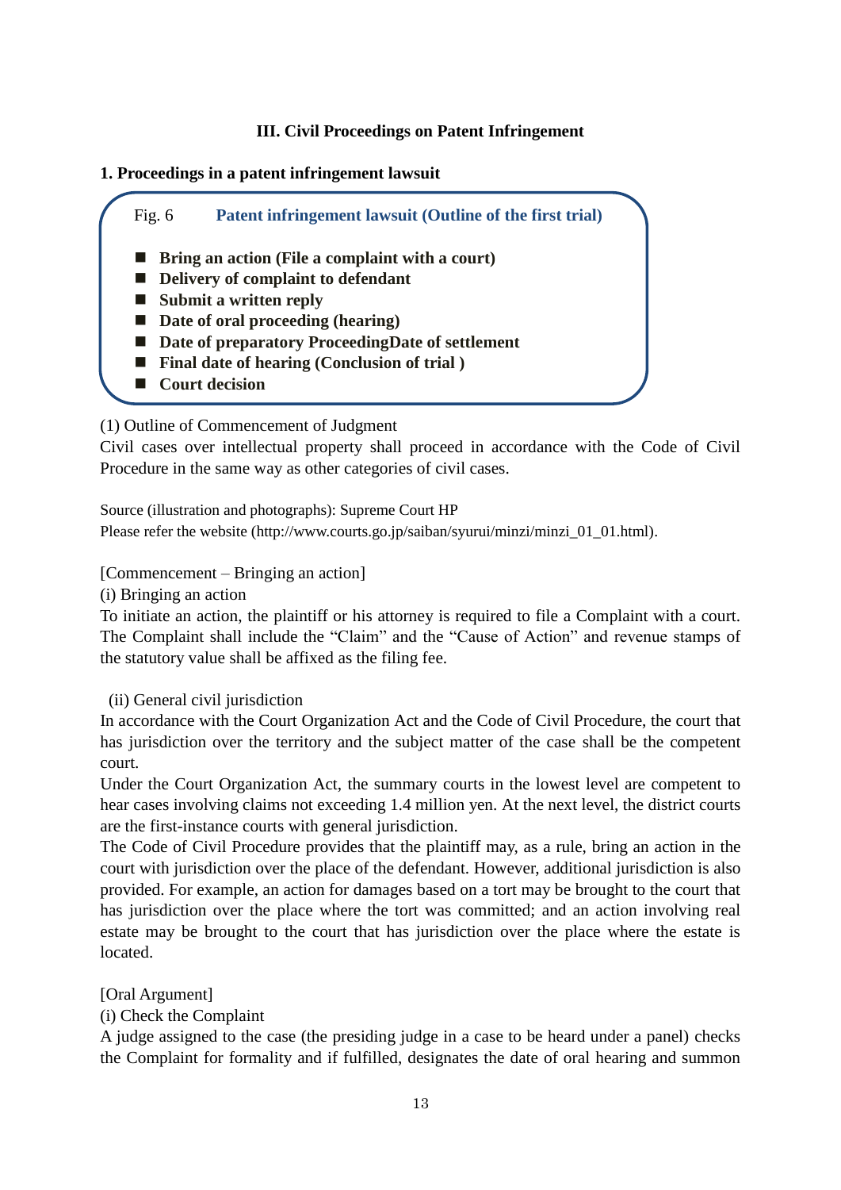### III. Civil Proceedings on Patent Infringement

#### 1. Proceedings in a patent infringement lawsuit

Fig. 6 **Patent infringement lawsuit (Outline of the first trial)**

- **Bring an action (File a complaint with a court)**
- **Delivery of complaint to defendant**
- **Submit a written reply**
- **Date of oral proceeding (hearing)**
- **Date of preparatory ProceedingDate of settlement**
- **Final date of hearing (Conclusion of trial )**
- **Court decision**

(1) Outline of Commencement of Judgment

Civil cases over intellectual property shall proceed in accordance with the Code of Civil Procedure in the same way as other categories of civil cases.

Source (illustration and photographs): Supreme Court HP
Please refer the website (http://www.courts.go.jp/saiban/syurui/minzi/minzi_01_01.html).

[Commencement – Bringing an action]

(i) Bringing an action

To initiate an action, the plaintiff or his attorney is required to file a Complaint with a court. The Complaint shall include the "Claim" and the "Cause of Action" and revenue stamps of the statutory value shall be affixed as the filing fee.

(ii) General civil jurisdiction

In accordance with the Court Organization Act and the Code of Civil Procedure, the court that has jurisdiction over the territory and the subject matter of the case shall be the competent court.

Under the Court Organization Act, the summary courts in the lowest level are competent to hear cases involving claims not exceeding 1.4 million yen. At the next level, the district courts are the first-instance courts with general jurisdiction.

The Code of Civil Procedure provides that the plaintiff may, as a rule, bring an action in the court with jurisdiction over the place of the defendant. However, additional jurisdiction is also provided. For example, an action for damages based on a tort may be brought to the court that has jurisdiction over the place where the tort was committed; and an action involving real estate may be brought to the court that has jurisdiction over the place where the estate is located.

[Oral Argument]

(i) Check the Complaint

A judge assigned to the case (the presiding judge in a case to be heard under a panel) checks the Complaint for formality and if fulfilled, designates the date of oral hearing and summon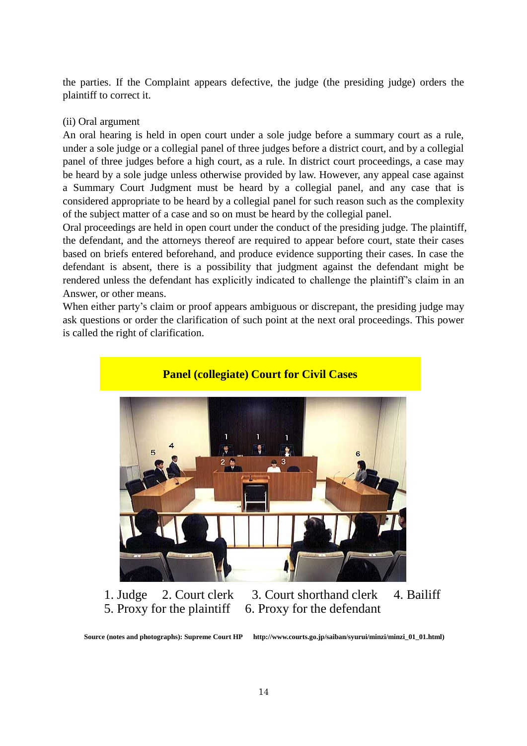the parties. If the Complaint appears defective, the judge (the presiding judge) orders the plaintiff to correct it.

(ii) Oral argument

An oral hearing is held in open court under a sole judge before a summary court as a rule, under a sole judge or a collegial panel of three judges before a district court, and by a collegial panel of three judges before a high court, as a rule. In district court proceedings, a case may be heard by a sole judge unless otherwise provided by law. However, any appeal case against a Summary Court Judgment must be heard by a collegial panel, and any case that is considered appropriate to be heard by a collegial panel for such reason such as the complexity of the subject matter of a case and so on must be heard by the collegial panel.

Oral proceedings are held in open court under the conduct of the presiding judge. The plaintiff, the defendant, and the attorneys thereof are required to appear before court, state their cases based on briefs entered beforehand, and produce evidence supporting their cases. In case the defendant is absent, there is a possibility that judgment against the defendant might be rendered unless the defendant has explicitly indicated to challenge the plaintiff's claim in an Answer, or other means.

When either party's claim or proof appears ambiguous or discrepant, the presiding judge may ask questions or order the clarification of such point at the next oral proceedings. This power is called the right of clarification.

**Panel (collegiate) Court for Civil Cases**

1. Judge 2. Court clerk 3. Court shorthand clerk 4. Bailiff
5. Proxy for the plaintiff 6. Proxy for the defendant

**Source (notes and photographs): Supreme Court HP http://www.courts.go.jp/saiban/syurui/minzi/minzi_01_01.html)**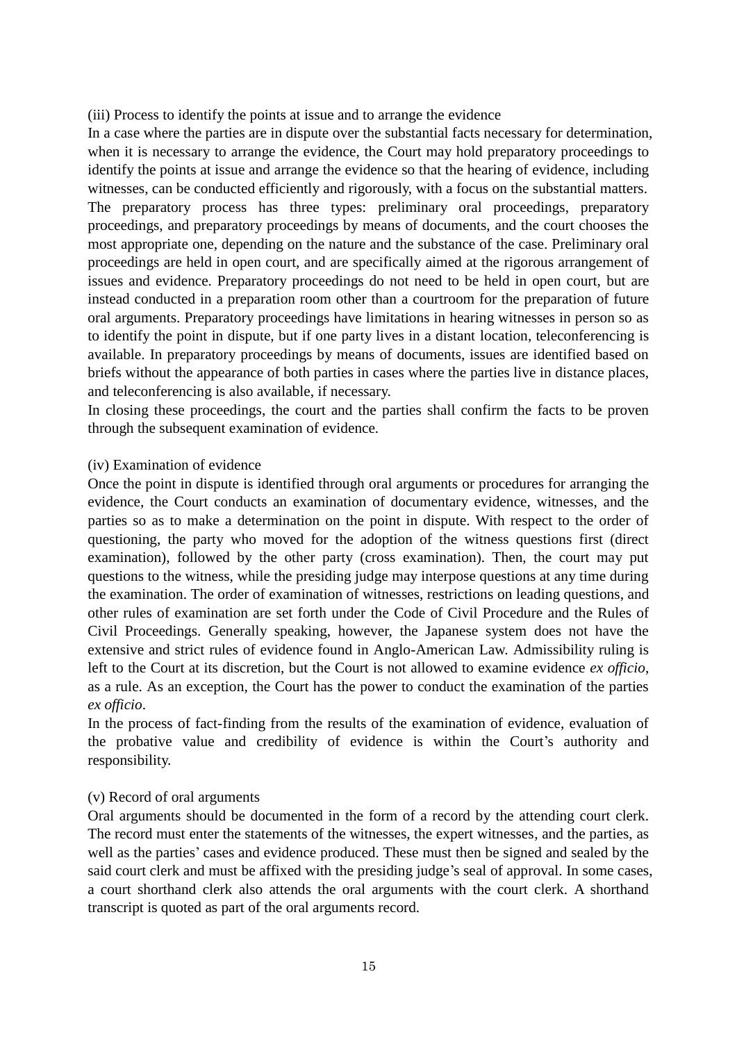(iii) Process to identify the points at issue and to arrange the evidence

In a case where the parties are in dispute over the substantial facts necessary for determination, when it is necessary to arrange the evidence, the Court may hold preparatory proceedings to identify the points at issue and arrange the evidence so that the hearing of evidence, including witnesses, can be conducted efficiently and rigorously, with a focus on the substantial matters. The preparatory process has three types: preliminary oral proceedings, preparatory proceedings, and preparatory proceedings by means of documents, and the court chooses the most appropriate one, depending on the nature and the substance of the case. Preliminary oral proceedings are held in open court, and are specifically aimed at the rigorous arrangement of issues and evidence. Preparatory proceedings do not need to be held in open court, but are instead conducted in a preparation room other than a courtroom for the preparation of future oral arguments. Preparatory proceedings have limitations in hearing witnesses in person so as to identify the point in dispute, but if one party lives in a distant location, teleconferencing is available. In preparatory proceedings by means of documents, issues are identified based on briefs without the appearance of both parties in cases where the parties live in distance places, and teleconferencing is also available, if necessary.

In closing these proceedings, the court and the parties shall confirm the facts to be proven through the subsequent examination of evidence.

(iv) Examination of evidence

Once the point in dispute is identified through oral arguments or procedures for arranging the evidence, the Court conducts an examination of documentary evidence, witnesses, and the parties so as to make a determination on the point in dispute. With respect to the order of questioning, the party who moved for the adoption of the witness questions first (direct examination), followed by the other party (cross examination). Then, the court may put questions to the witness, while the presiding judge may interpose questions at any time during the examination. The order of examination of witnesses, restrictions on leading questions, and other rules of examination are set forth under the Code of Civil Procedure and the Rules of Civil Proceedings. Generally speaking, however, the Japanese system does not have the extensive and strict rules of evidence found in Anglo-American Law. Admissibility ruling is left to the Court at its discretion, but the Court is not allowed to examine evidence *ex officio*, as a rule. As an exception, the Court has the power to conduct the examination of the parties *ex officio*.

In the process of fact-finding from the results of the examination of evidence, evaluation of the probative value and credibility of evidence is within the Court's authority and responsibility.

(v) Record of oral arguments

Oral arguments should be documented in the form of a record by the attending court clerk. The record must enter the statements of the witnesses, the expert witnesses, and the parties, as well as the parties' cases and evidence produced. These must then be signed and sealed by the said court clerk and must be affixed with the presiding judge's seal of approval. In some cases, a court shorthand clerk also attends the oral arguments with the court clerk. A shorthand transcript is quoted as part of the oral arguments record.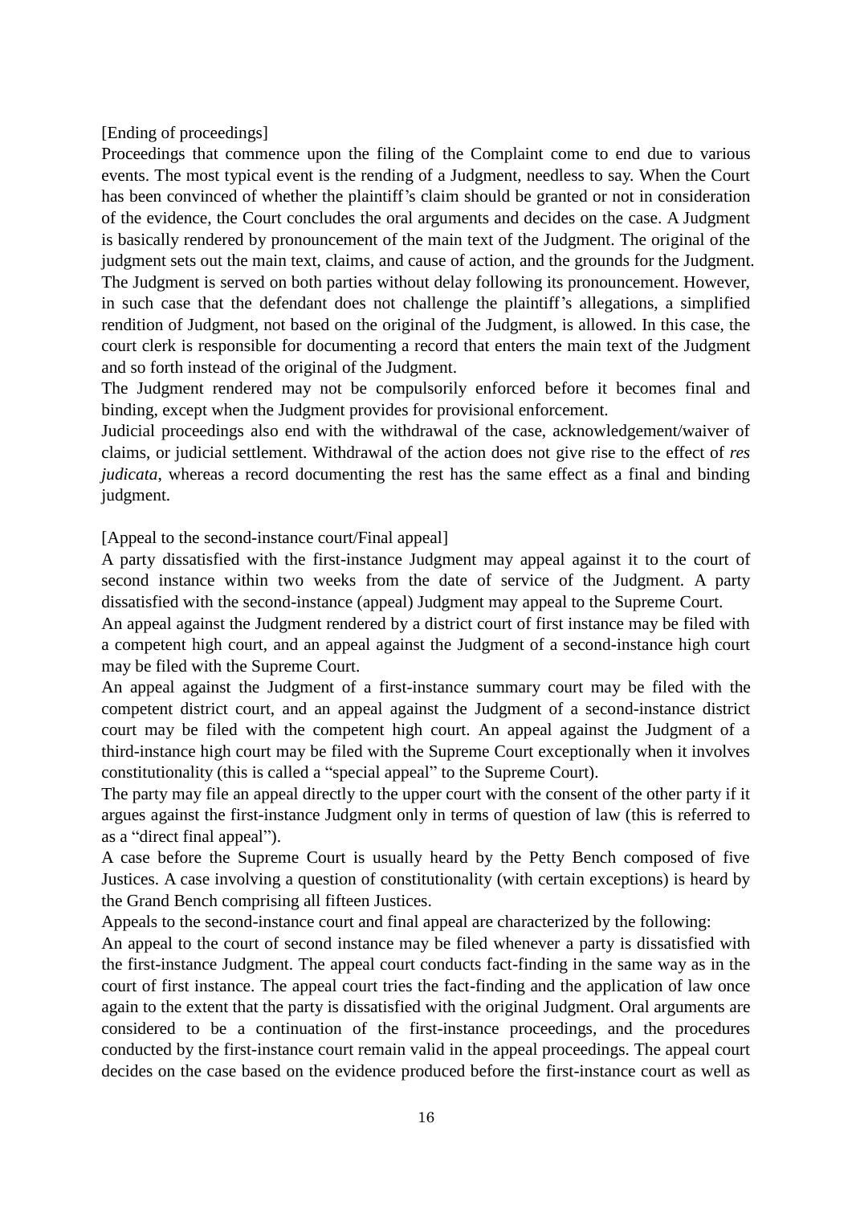[Ending of proceedings]

Proceedings that commence upon the filing of the Complaint come to end due to various events. The most typical event is the rending of a Judgment, needless to say. When the Court has been convinced of whether the plaintiff's claim should be granted or not in consideration of the evidence, the Court concludes the oral arguments and decides on the case. A Judgment is basically rendered by pronouncement of the main text of the Judgment. The original of the judgment sets out the main text, claims, and cause of action, and the grounds for the Judgment. The Judgment is served on both parties without delay following its pronouncement. However, in such case that the defendant does not challenge the plaintiff's allegations, a simplified rendition of Judgment, not based on the original of the Judgment, is allowed. In this case, the court clerk is responsible for documenting a record that enters the main text of the Judgment and so forth instead of the original of the Judgment.

The Judgment rendered may not be compulsorily enforced before it becomes final and binding, except when the Judgment provides for provisional enforcement.

Judicial proceedings also end with the withdrawal of the case, acknowledgement/waiver of claims, or judicial settlement. Withdrawal of the action does not give rise to the effect of *res judicata*, whereas a record documenting the rest has the same effect as a final and binding judgment.

[Appeal to the second-instance court/Final appeal]

A party dissatisfied with the first-instance Judgment may appeal against it to the court of second instance within two weeks from the date of service of the Judgment. A party dissatisfied with the second-instance (appeal) Judgment may appeal to the Supreme Court.

An appeal against the Judgment rendered by a district court of first instance may be filed with a competent high court, and an appeal against the Judgment of a second-instance high court may be filed with the Supreme Court.

An appeal against the Judgment of a first-instance summary court may be filed with the competent district court, and an appeal against the Judgment of a second-instance district court may be filed with the competent high court. An appeal against the Judgment of a third-instance high court may be filed with the Supreme Court exceptionally when it involves constitutionality (this is called a "special appeal" to the Supreme Court).

The party may file an appeal directly to the upper court with the consent of the other party if it argues against the first-instance Judgment only in terms of question of law (this is referred to as a "direct final appeal").

A case before the Supreme Court is usually heard by the Petty Bench composed of five Justices. A case involving a question of constitutionality (with certain exceptions) is heard by the Grand Bench comprising all fifteen Justices.

Appeals to the second-instance court and final appeal are characterized by the following:

An appeal to the court of second instance may be filed whenever a party is dissatisfied with the first-instance Judgment. The appeal court conducts fact-finding in the same way as in the court of first instance. The appeal court tries the fact-finding and the application of law once again to the extent that the party is dissatisfied with the original Judgment. Oral arguments are considered to be a continuation of the first-instance proceedings, and the procedures conducted by the first-instance court remain valid in the appeal proceedings. The appeal court decides on the case based on the evidence produced before the first-instance court as well as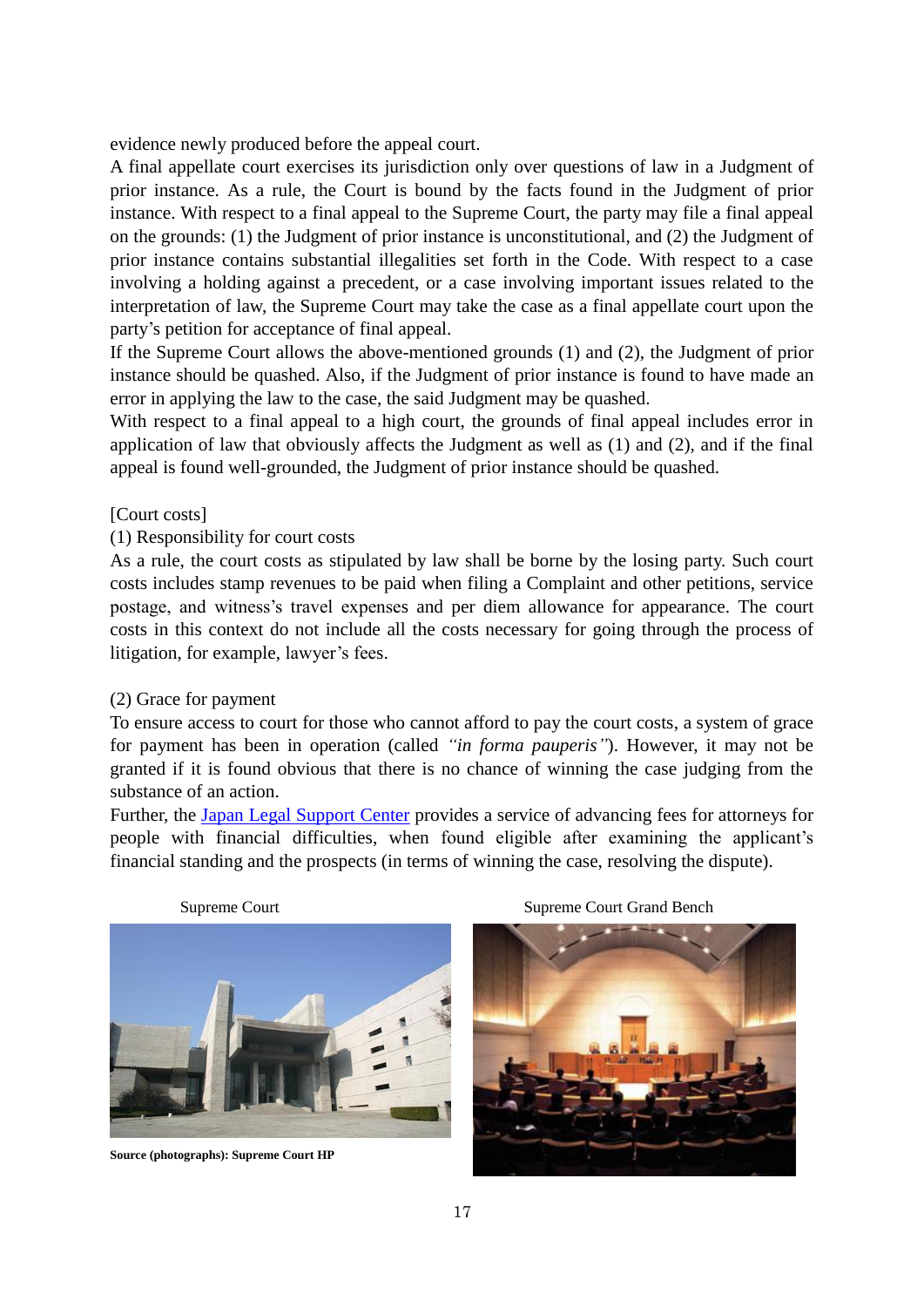evidence newly produced before the appeal court.

A final appellate court exercises its jurisdiction only over questions of law in a Judgment of prior instance. As a rule, the Court is bound by the facts found in the Judgment of prior instance. With respect to a final appeal to the Supreme Court, the party may file a final appeal on the grounds: (1) the Judgment of prior instance is unconstitutional, and (2) the Judgment of prior instance contains substantial illegalities set forth in the Code. With respect to a case involving a holding against a precedent, or a case involving important issues related to the interpretation of law, the Supreme Court may take the case as a final appellate court upon the party's petition for acceptance of final appeal.

If the Supreme Court allows the above-mentioned grounds (1) and (2), the Judgment of prior instance should be quashed. Also, if the Judgment of prior instance is found to have made an error in applying the law to the case, the said Judgment may be quashed.

With respect to a final appeal to a high court, the grounds of final appeal includes error in application of law that obviously affects the Judgment as well as (1) and (2), and if the final appeal is found well-grounded, the Judgment of prior instance should be quashed.

[Court costs]

(1) Responsibility for court costs

As a rule, the court costs as stipulated by law shall be borne by the losing party. Such court costs includes stamp revenues to be paid when filing a Complaint and other petitions, service postage, and witness's travel expenses and per diem allowance for appearance. The court costs in this context do not include all the costs necessary for going through the process of litigation, for example, lawyer's fees.

(2) Grace for payment

To ensure access to court for those who cannot afford to pay the court costs, a system of grace for payment has been in operation (called *"in forma pauperis"*). However, it may not be granted if it is found obvious that there is no chance of winning the case judging from the substance of an action.

Further, the Japan Legal Support Center provides a service of advancing fees for attorneys for people with financial difficulties, when found eligible after examining the applicant's financial standing and the prospects (in terms of winning the case, resolving the dispute).

Supreme Court

Supreme Court Grand Bench

**Source (photographs): Supreme Court HP**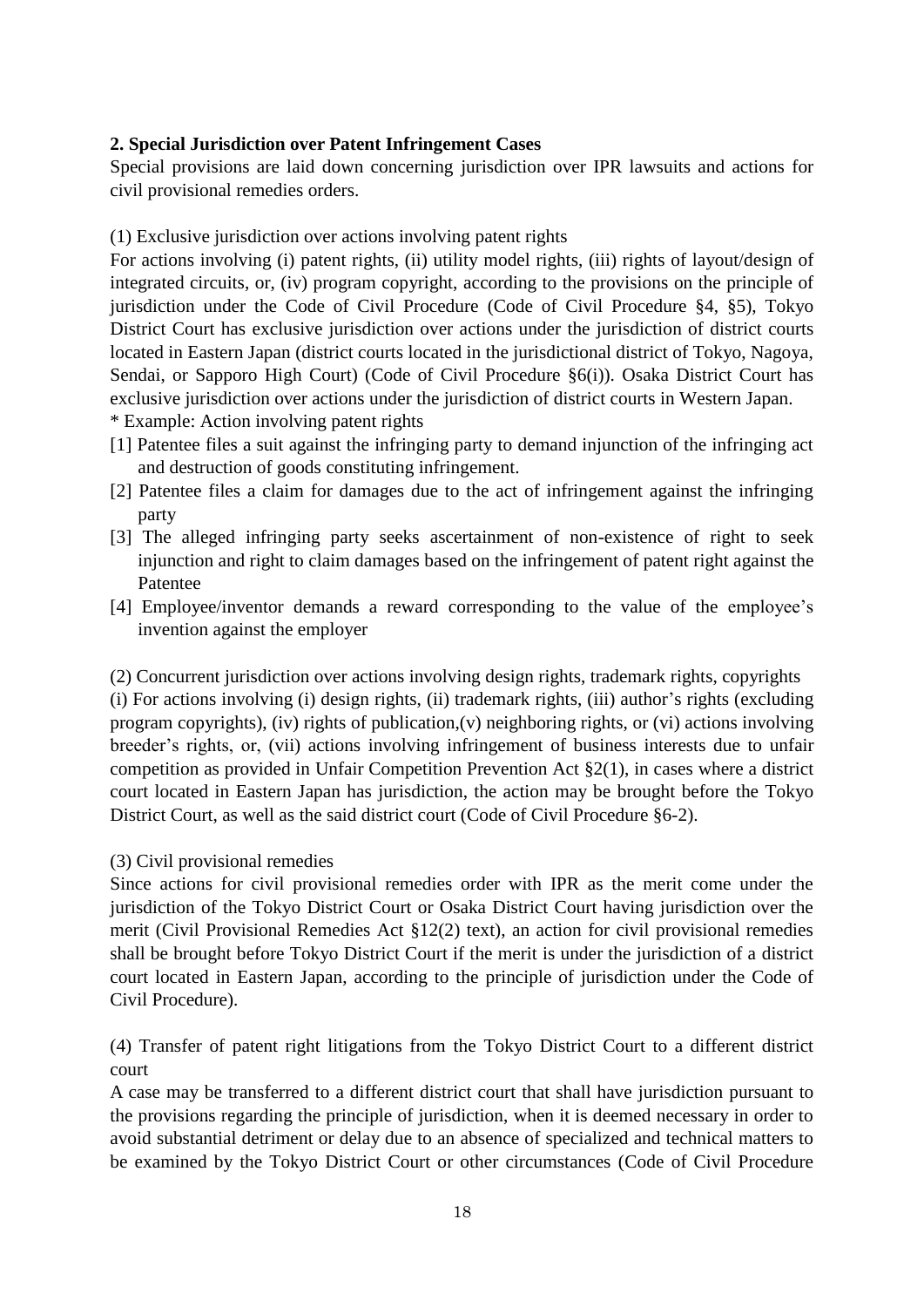**2. Special Jurisdiction over Patent Infringement Cases**

Special provisions are laid down concerning jurisdiction over IPR lawsuits and actions for civil provisional remedies orders.

(1) Exclusive jurisdiction over actions involving patent rights

For actions involving (i) patent rights, (ii) utility model rights, (iii) rights of layout/design of integrated circuits, or, (iv) program copyright, according to the provisions on the principle of jurisdiction under the Code of Civil Procedure (Code of Civil Procedure §4, §5), Tokyo District Court has exclusive jurisdiction over actions under the jurisdiction of district courts located in Eastern Japan (district courts located in the jurisdictional district of Tokyo, Nagoya, Sendai, or Sapporo High Court) (Code of Civil Procedure §6(i)). Osaka District Court has exclusive jurisdiction over actions under the jurisdiction of district courts in Western Japan.

* Example: Action involving patent rights

[1] Patentee files a suit against the infringing party to demand injunction of the infringing act and destruction of goods constituting infringement.

[2] Patentee files a claim for damages due to the act of infringement against the infringing party

[3] The alleged infringing party seeks ascertainment of non-existence of right to seek injunction and right to claim damages based on the infringement of patent right against the Patentee

[4] Employee/inventor demands a reward corresponding to the value of the employee's invention against the employer

(2) Concurrent jurisdiction over actions involving design rights, trademark rights, copyrights

(i) For actions involving (i) design rights, (ii) trademark rights, (iii) author's rights (excluding program copyrights), (iv) rights of publication,(v) neighboring rights, or (vi) actions involving breeder's rights, or, (vii) actions involving infringement of business interests due to unfair competition as provided in Unfair Competition Prevention Act §2(1), in cases where a district court located in Eastern Japan has jurisdiction, the action may be brought before the Tokyo District Court, as well as the said district court (Code of Civil Procedure §6-2).

(3) Civil provisional remedies

Since actions for civil provisional remedies order with IPR as the merit come under the jurisdiction of the Tokyo District Court or Osaka District Court having jurisdiction over the merit (Civil Provisional Remedies Act §12(2) text), an action for civil provisional remedies shall be brought before Tokyo District Court if the merit is under the jurisdiction of a district court located in Eastern Japan, according to the principle of jurisdiction under the Code of Civil Procedure).

(4) Transfer of patent right litigations from the Tokyo District Court to a different district court

A case may be transferred to a different district court that shall have jurisdiction pursuant to the provisions regarding the principle of jurisdiction, when it is deemed necessary in order to avoid substantial detriment or delay due to an absence of specialized and technical matters to be examined by the Tokyo District Court or other circumstances (Code of Civil Procedure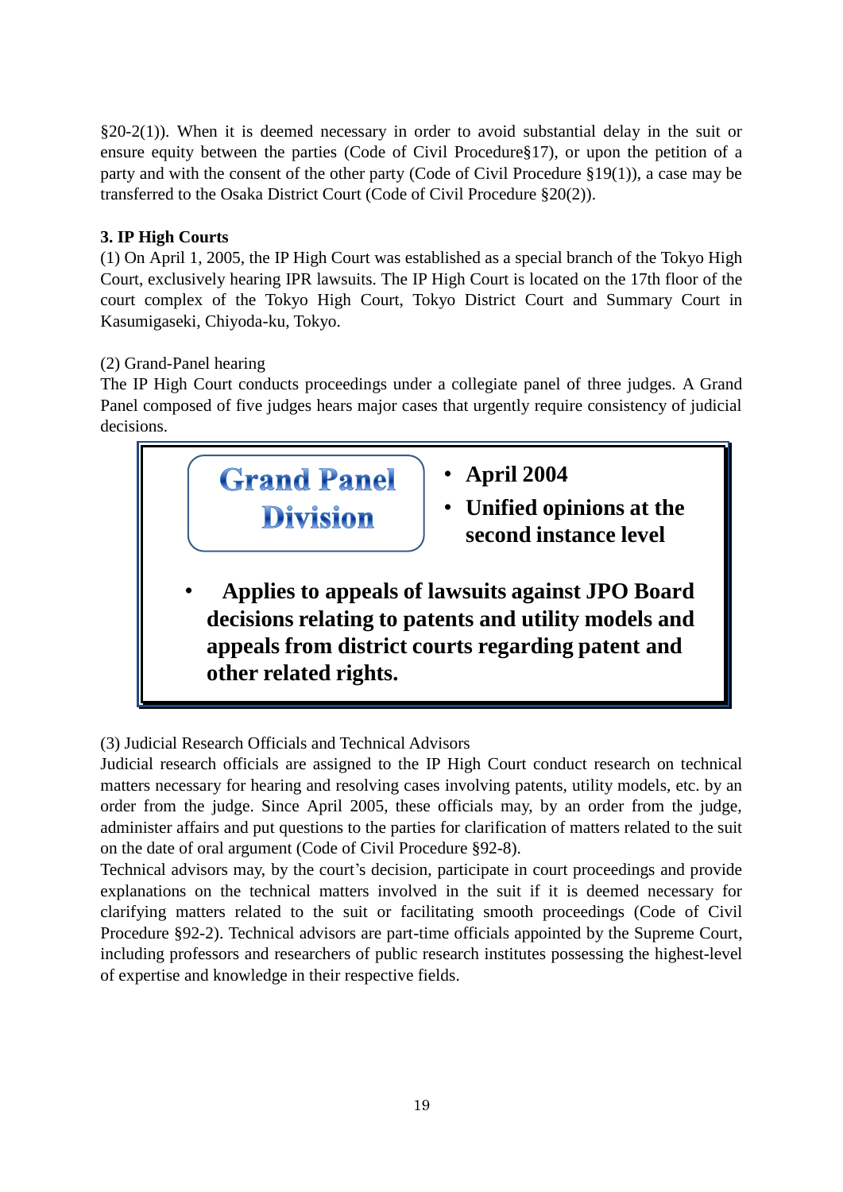§20-2(1)). When it is deemed necessary in order to avoid substantial delay in the suit or ensure equity between the parties (Code of Civil Procedure§17), or upon the petition of a party and with the consent of the other party (Code of Civil Procedure §19(1)), a case may be transferred to the Osaka District Court (Code of Civil Procedure §20(2)).

**3. IP High Courts**

(1) On April 1, 2005, the IP High Court was established as a special branch of the Tokyo High Court, exclusively hearing IPR lawsuits. The IP High Court is located on the 17th floor of the court complex of the Tokyo High Court, Tokyo District Court and Summary Court in Kasumigaseki, Chiyoda-ku, Tokyo.

(2) Grand-Panel hearing

The IP High Court conducts proceedings under a collegiate panel of three judges. A Grand Panel composed of five judges hears major cases that urgently require consistency of judicial decisions.

> **Grand Panel Division**
>
> - **April 2004**
> - **Unified opinions at the second instance level**
> - **Applies to appeals of lawsuits against JPO Board decisions relating to patents and utility models and appeals from district courts regarding patent and other related rights.**

(3) Judicial Research Officials and Technical Advisors

Judicial research officials are assigned to the IP High Court conduct research on technical matters necessary for hearing and resolving cases involving patents, utility models, etc. by an order from the judge. Since April 2005, these officials may, by an order from the judge, administer affairs and put questions to the parties for clarification of matters related to the suit on the date of oral argument (Code of Civil Procedure §92-8).

Technical advisors may, by the court's decision, participate in court proceedings and provide explanations on the technical matters involved in the suit if it is deemed necessary for clarifying matters related to the suit or facilitating smooth proceedings (Code of Civil Procedure §92-2). Technical advisors are part-time officials appointed by the Supreme Court, including professors and researchers of public research institutes possessing the highest-level of expertise and knowledge in their respective fields.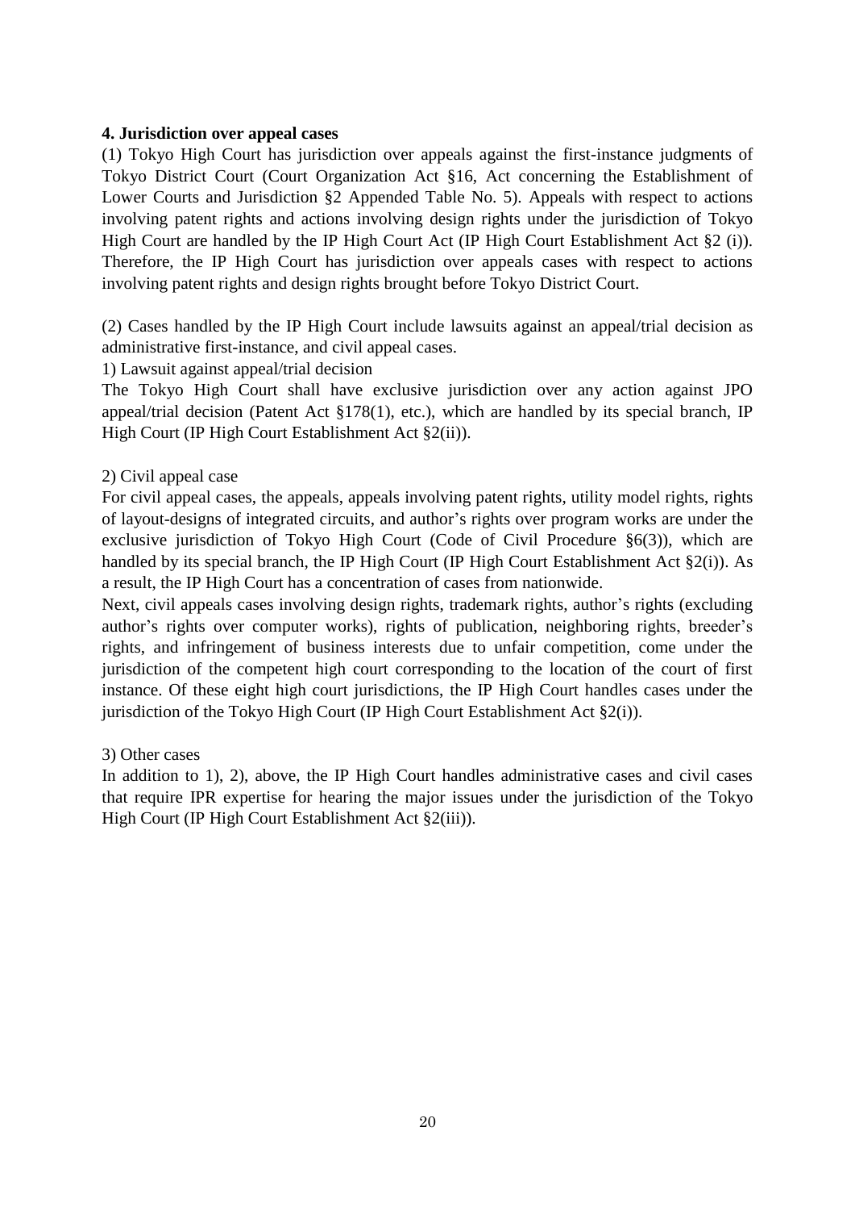**4. Jurisdiction over appeal cases**

(1) Tokyo High Court has jurisdiction over appeals against the first-instance judgments of Tokyo District Court (Court Organization Act §16, Act concerning the Establishment of Lower Courts and Jurisdiction §2 Appended Table No. 5). Appeals with respect to actions involving patent rights and actions involving design rights under the jurisdiction of Tokyo High Court are handled by the IP High Court Act (IP High Court Establishment Act §2 (i)). Therefore, the IP High Court has jurisdiction over appeals cases with respect to actions involving patent rights and design rights brought before Tokyo District Court.

(2) Cases handled by the IP High Court include lawsuits against an appeal/trial decision as administrative first-instance, and civil appeal cases.

1) Lawsuit against appeal/trial decision

The Tokyo High Court shall have exclusive jurisdiction over any action against JPO appeal/trial decision (Patent Act §178(1), etc.), which are handled by its special branch, IP High Court (IP High Court Establishment Act §2(ii)).

2) Civil appeal case

For civil appeal cases, the appeals, appeals involving patent rights, utility model rights, rights of layout-designs of integrated circuits, and author's rights over program works are under the exclusive jurisdiction of Tokyo High Court (Code of Civil Procedure §6(3)), which are handled by its special branch, the IP High Court (IP High Court Establishment Act §2(i)). As a result, the IP High Court has a concentration of cases from nationwide.

Next, civil appeals cases involving design rights, trademark rights, author's rights (excluding author's rights over computer works), rights of publication, neighboring rights, breeder's rights, and infringement of business interests due to unfair competition, come under the jurisdiction of the competent high court corresponding to the location of the court of first instance. Of these eight high court jurisdictions, the IP High Court handles cases under the jurisdiction of the Tokyo High Court (IP High Court Establishment Act §2(i)).

3) Other cases

In addition to 1), 2), above, the IP High Court handles administrative cases and civil cases that require IPR expertise for hearing the major issues under the jurisdiction of the Tokyo High Court (IP High Court Establishment Act §2(iii)).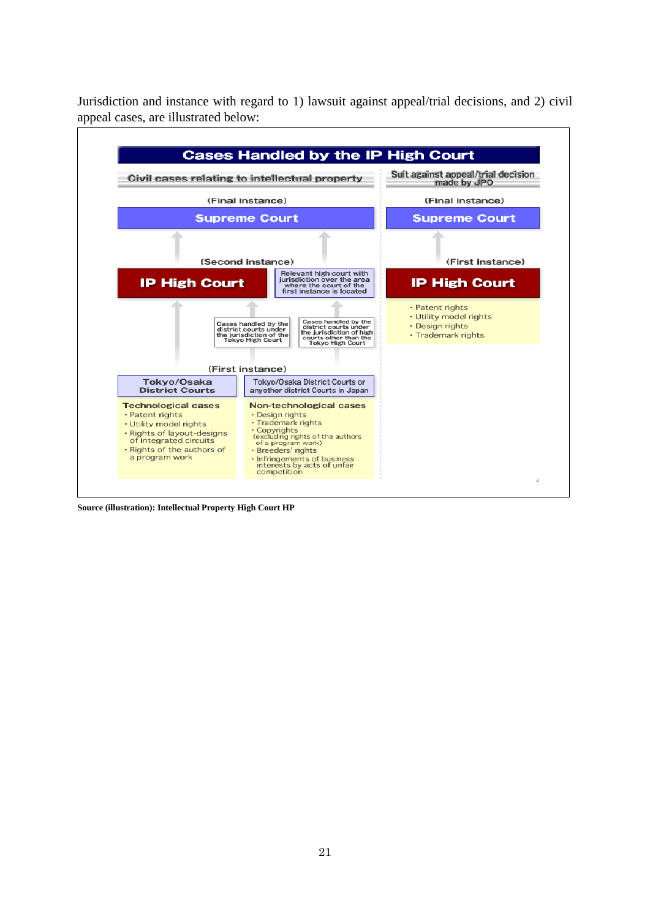Jurisdiction and instance with regard to 1) lawsuit against appeal/trial decisions, and 2) civil appeal cases, are illustrated below:

**Cases Handled by the IP High Court**

**Civil cases relating to intellectual property**

(Final instance)

**Supreme Court**

(Second instance)

**IP High Court** | Relevant high court with jurisdiction over the area where the court of the first instance is located

Cases handled by the district courts under the jurisdiction of the Tokyo High Court | Cases handled by the district courts under the jurisdiction of high courts other than the Tokyo High Court

(First instance)

**Tokyo/Osaka District Courts**

Technological cases
- Patent rights
- Utility model rights
- Rights of layout-designs of integrated circuits
- Rights of the authors of a program work

**Tokyo/Osaka District Courts or any other district Courts in Japan**

Non-technological cases
- Design rights
- Trademark rights
- Copyrights (excluding rights of the authors of a program work)
- Breeders' rights
- Infringements of business interests by acts of unfair competition

**Suit against appeal/trial decision made by JPO**

(Final instance)

**Supreme Court**

(First instance)

**IP High Court**

- Patent rights
- Utility model rights
- Design rights
- Trademark rights

**Source (illustration): Intellectual Property High Court HP**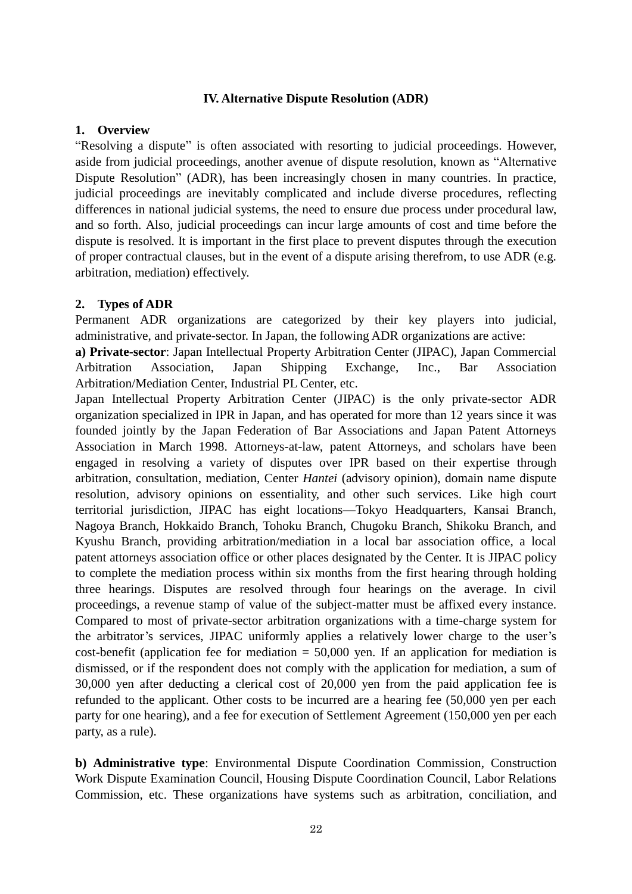## IV. Alternative Dispute Resolution (ADR)

### 1. Overview

"Resolving a dispute" is often associated with resorting to judicial proceedings. However, aside from judicial proceedings, another avenue of dispute resolution, known as "Alternative Dispute Resolution" (ADR), has been increasingly chosen in many countries. In practice, judicial proceedings are inevitably complicated and include diverse procedures, reflecting differences in national judicial systems, the need to ensure due process under procedural law, and so forth. Also, judicial proceedings can incur large amounts of cost and time before the dispute is resolved. It is important in the first place to prevent disputes through the execution of proper contractual clauses, but in the event of a dispute arising therefrom, to use ADR (e.g. arbitration, mediation) effectively.

### 2. Types of ADR

Permanent ADR organizations are categorized by their key players into judicial, administrative, and private-sector. In Japan, the following ADR organizations are active:

**a) Private-sector**: Japan Intellectual Property Arbitration Center (JIPAC), Japan Commercial Arbitration Association, Japan Shipping Exchange, Inc., Bar Association Arbitration/Mediation Center, Industrial PL Center, etc.

Japan Intellectual Property Arbitration Center (JIPAC) is the only private-sector ADR organization specialized in IPR in Japan, and has operated for more than 12 years since it was founded jointly by the Japan Federation of Bar Associations and Japan Patent Attorneys Association in March 1998. Attorneys-at-law, patent Attorneys, and scholars have been engaged in resolving a variety of disputes over IPR based on their expertise through arbitration, consultation, mediation, Center *Hantei* (advisory opinion), domain name dispute resolution, advisory opinions on essentiality, and other such services. Like high court territorial jurisdiction, JIPAC has eight locations—Tokyo Headquarters, Kansai Branch, Nagoya Branch, Hokkaido Branch, Tohoku Branch, Chugoku Branch, Shikoku Branch, and Kyushu Branch, providing arbitration/mediation in a local bar association office, a local patent attorneys association office or other places designated by the Center. It is JIPAC policy to complete the mediation process within six months from the first hearing through holding three hearings. Disputes are resolved through four hearings on the average. In civil proceedings, a revenue stamp of value of the subject-matter must be affixed every instance. Compared to most of private-sector arbitration organizations with a time-charge system for the arbitrator's services, JIPAC uniformly applies a relatively lower charge to the user's cost-benefit (application fee for mediation = 50,000 yen. If an application for mediation is dismissed, or if the respondent does not comply with the application for mediation, a sum of 30,000 yen after deducting a clerical cost of 20,000 yen from the paid application fee is refunded to the applicant. Other costs to be incurred are a hearing fee (50,000 yen per each party for one hearing), and a fee for execution of Settlement Agreement (150,000 yen per each party, as a rule).

**b) Administrative type**: Environmental Dispute Coordination Commission, Construction Work Dispute Examination Council, Housing Dispute Coordination Council, Labor Relations Commission, etc. These organizations have systems such as arbitration, conciliation, and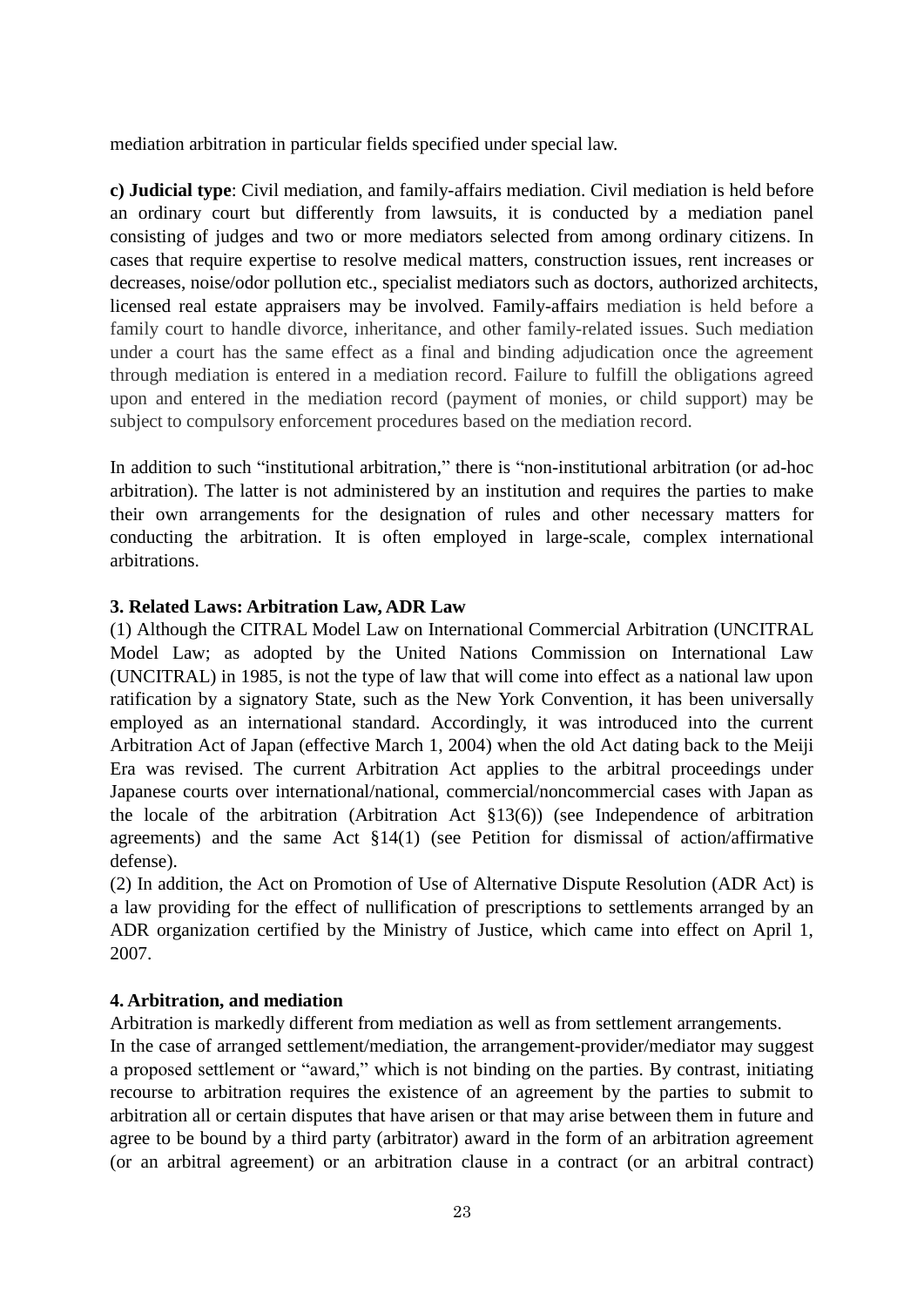mediation arbitration in particular fields specified under special law.

**c) Judicial type**: Civil mediation, and family-affairs mediation. Civil mediation is held before an ordinary court but differently from lawsuits, it is conducted by a mediation panel consisting of judges and two or more mediators selected from among ordinary citizens. In cases that require expertise to resolve medical matters, construction issues, rent increases or decreases, noise/odor pollution etc., specialist mediators such as doctors, authorized architects, licensed real estate appraisers may be involved. Family-affairs mediation is held before a family court to handle divorce, inheritance, and other family-related issues. Such mediation under a court has the same effect as a final and binding adjudication once the agreement through mediation is entered in a mediation record. Failure to fulfill the obligations agreed upon and entered in the mediation record (payment of monies, or child support) may be subject to compulsory enforcement procedures based on the mediation record.

In addition to such "institutional arbitration," there is "non-institutional arbitration (or ad-hoc arbitration). The latter is not administered by an institution and requires the parties to make their own arrangements for the designation of rules and other necessary matters for conducting the arbitration. It is often employed in large-scale, complex international arbitrations.

### 3. Related Laws: Arbitration Law, ADR Law

(1) Although the CITRAL Model Law on International Commercial Arbitration (UNCITRAL Model Law; as adopted by the United Nations Commission on International Law (UNCITRAL) in 1985, is not the type of law that will come into effect as a national law upon ratification by a signatory State, such as the New York Convention, it has been universally employed as an international standard. Accordingly, it was introduced into the current Arbitration Act of Japan (effective March 1, 2004) when the old Act dating back to the Meiji Era was revised. The current Arbitration Act applies to the arbitral proceedings under Japanese courts over international/national, commercial/noncommercial cases with Japan as the locale of the arbitration (Arbitration Act §13(6)) (see Independence of arbitration agreements) and the same Act §14(1) (see Petition for dismissal of action/affirmative defense).

(2) In addition, the Act on Promotion of Use of Alternative Dispute Resolution (ADR Act) is a law providing for the effect of nullification of prescriptions to settlements arranged by an ADR organization certified by the Ministry of Justice, which came into effect on April 1, 2007.

### 4. Arbitration, and mediation

Arbitration is markedly different from mediation as well as from settlement arrangements.

In the case of arranged settlement/mediation, the arrangement-provider/mediator may suggest a proposed settlement or "award," which is not binding on the parties. By contrast, initiating recourse to arbitration requires the existence of an agreement by the parties to submit to arbitration all or certain disputes that have arisen or that may arise between them in future and agree to be bound by a third party (arbitrator) award in the form of an arbitration agreement (or an arbitral agreement) or an arbitration clause in a contract (or an arbitral contract)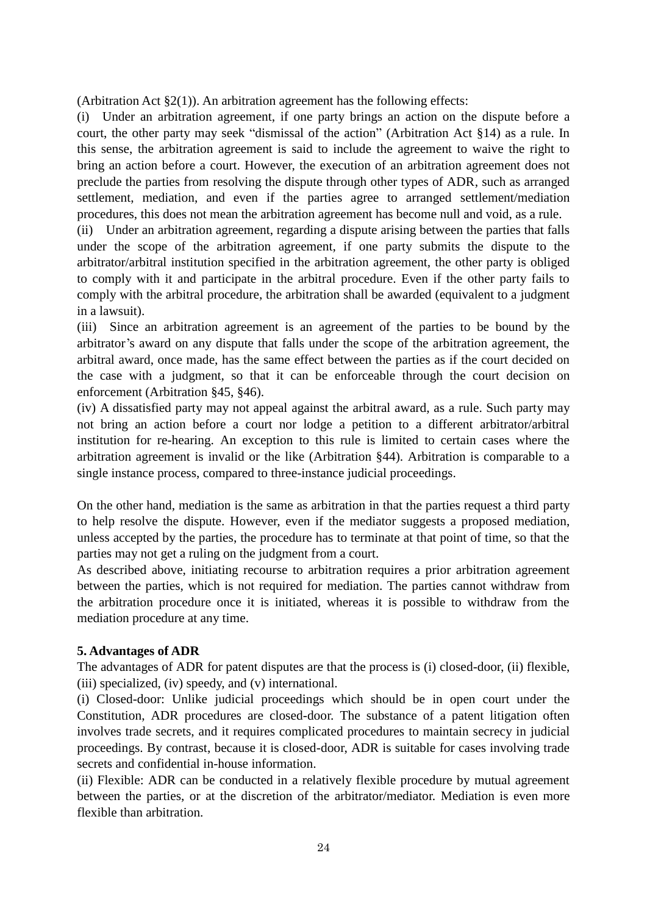(Arbitration Act §2(1)). An arbitration agreement has the following effects:

(i) Under an arbitration agreement, if one party brings an action on the dispute before a court, the other party may seek "dismissal of the action" (Arbitration Act §14) as a rule. In this sense, the arbitration agreement is said to include the agreement to waive the right to bring an action before a court. However, the execution of an arbitration agreement does not preclude the parties from resolving the dispute through other types of ADR, such as arranged settlement, mediation, and even if the parties agree to arranged settlement/mediation procedures, this does not mean the arbitration agreement has become null and void, as a rule.

(ii) Under an arbitration agreement, regarding a dispute arising between the parties that falls under the scope of the arbitration agreement, if one party submits the dispute to the arbitrator/arbitral institution specified in the arbitration agreement, the other party is obliged to comply with it and participate in the arbitral procedure. Even if the other party fails to comply with the arbitral procedure, the arbitration shall be awarded (equivalent to a judgment in a lawsuit).

(iii) Since an arbitration agreement is an agreement of the parties to be bound by the arbitrator's award on any dispute that falls under the scope of the arbitration agreement, the arbitral award, once made, has the same effect between the parties as if the court decided on the case with a judgment, so that it can be enforceable through the court decision on enforcement (Arbitration §45, §46).

(iv) A dissatisfied party may not appeal against the arbitral award, as a rule. Such party may not bring an action before a court nor lodge a petition to a different arbitrator/arbitral institution for re-hearing. An exception to this rule is limited to certain cases where the arbitration agreement is invalid or the like (Arbitration §44). Arbitration is comparable to a single instance process, compared to three-instance judicial proceedings.

On the other hand, mediation is the same as arbitration in that the parties request a third party to help resolve the dispute. However, even if the mediator suggests a proposed mediation, unless accepted by the parties, the procedure has to terminate at that point of time, so that the parties may not get a ruling on the judgment from a court.

As described above, initiating recourse to arbitration requires a prior arbitration agreement between the parties, which is not required for mediation. The parties cannot withdraw from the arbitration procedure once it is initiated, whereas it is possible to withdraw from the mediation procedure at any time.

**5. Advantages of ADR**

The advantages of ADR for patent disputes are that the process is (i) closed-door, (ii) flexible, (iii) specialized, (iv) speedy, and (v) international.

(i) Closed-door: Unlike judicial proceedings which should be in open court under the Constitution, ADR procedures are closed-door. The substance of a patent litigation often involves trade secrets, and it requires complicated procedures to maintain secrecy in judicial proceedings. By contrast, because it is closed-door, ADR is suitable for cases involving trade secrets and confidential in-house information.

(ii) Flexible: ADR can be conducted in a relatively flexible procedure by mutual agreement between the parties, or at the discretion of the arbitrator/mediator. Mediation is even more flexible than arbitration.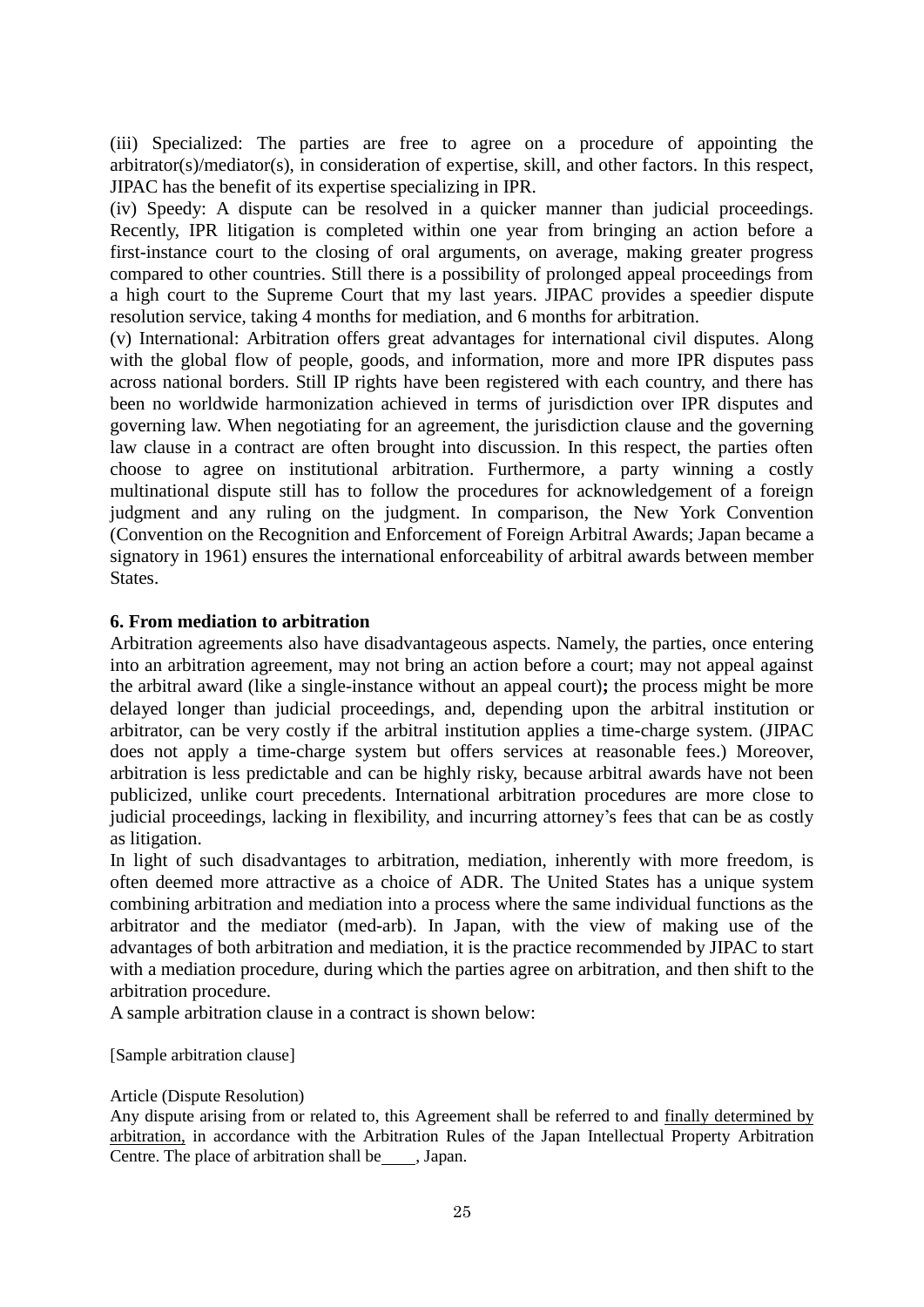(iii) Specialized: The parties are free to agree on a procedure of appointing the arbitrator(s)/mediator(s), in consideration of expertise, skill, and other factors. In this respect, JIPAC has the benefit of its expertise specializing in IPR.

(iv) Speedy: A dispute can be resolved in a quicker manner than judicial proceedings. Recently, IPR litigation is completed within one year from bringing an action before a first-instance court to the closing of oral arguments, on average, making greater progress compared to other countries. Still there is a possibility of prolonged appeal proceedings from a high court to the Supreme Court that my last years. JIPAC provides a speedier dispute resolution service, taking 4 months for mediation, and 6 months for arbitration.

(v) International: Arbitration offers great advantages for international civil disputes. Along with the global flow of people, goods, and information, more and more IPR disputes pass across national borders. Still IP rights have been registered with each country, and there has been no worldwide harmonization achieved in terms of jurisdiction over IPR disputes and governing law. When negotiating for an agreement, the jurisdiction clause and the governing law clause in a contract are often brought into discussion. In this respect, the parties often choose to agree on institutional arbitration. Furthermore, a party winning a costly multinational dispute still has to follow the procedures for acknowledgement of a foreign judgment and any ruling on the judgment. In comparison, the New York Convention (Convention on the Recognition and Enforcement of Foreign Arbitral Awards; Japan became a signatory in 1961) ensures the international enforceability of arbitral awards between member States.

**6. From mediation to arbitration**

Arbitration agreements also have disadvantageous aspects. Namely, the parties, once entering into an arbitration agreement, may not bring an action before a court; may not appeal against the arbitral award (like a single-instance without an appeal court)**;** the process might be more delayed longer than judicial proceedings, and, depending upon the arbitral institution or arbitrator, can be very costly if the arbitral institution applies a time-charge system. (JIPAC does not apply a time-charge system but offers services at reasonable fees.) Moreover, arbitration is less predictable and can be highly risky, because arbitral awards have not been publicized, unlike court precedents. International arbitration procedures are more close to judicial proceedings, lacking in flexibility, and incurring attorney's fees that can be as costly as litigation.

In light of such disadvantages to arbitration, mediation, inherently with more freedom, is often deemed more attractive as a choice of ADR. The United States has a unique system combining arbitration and mediation into a process where the same individual functions as the arbitrator and the mediator (med-arb). In Japan, with the view of making use of the advantages of both arbitration and mediation, it is the practice recommended by JIPAC to start with a mediation procedure, during which the parties agree on arbitration, and then shift to the arbitration procedure.

A sample arbitration clause in a contract is shown below:

[Sample arbitration clause]

Article (Dispute Resolution)

Any dispute arising from or related to, this Agreement shall be referred to and <u>finally determined by arbitration,</u> in accordance with the Arbitration Rules of the Japan Intellectual Property Arbitration Centre. The place of arbitration shall be____, Japan.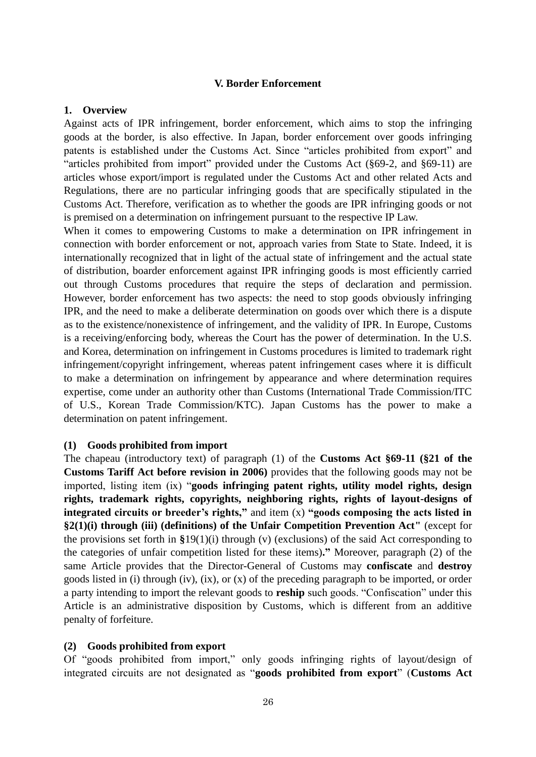## V. Border Enforcement

### 1. Overview

Against acts of IPR infringement, border enforcement, which aims to stop the infringing goods at the border, is also effective. In Japan, border enforcement over goods infringing patents is established under the Customs Act. Since "articles prohibited from export" and "articles prohibited from import" provided under the Customs Act (§69-2, and §69-11) are articles whose export/import is regulated under the Customs Act and other related Acts and Regulations, there are no particular infringing goods that are specifically stipulated in the Customs Act. Therefore, verification as to whether the goods are IPR infringing goods or not is premised on a determination on infringement pursuant to the respective IP Law.

When it comes to empowering Customs to make a determination on IPR infringement in connection with border enforcement or not, approach varies from State to State. Indeed, it is internationally recognized that in light of the actual state of infringement and the actual state of distribution, boarder enforcement against IPR infringing goods is most efficiently carried out through Customs procedures that require the steps of declaration and permission. However, border enforcement has two aspects: the need to stop goods obviously infringing IPR, and the need to make a deliberate determination on goods over which there is a dispute as to the existence/nonexistence of infringement, and the validity of IPR. In Europe, Customs is a receiving/enforcing body, whereas the Court has the power of determination. In the U.S. and Korea, determination on infringement in Customs procedures is limited to trademark right infringement/copyright infringement, whereas patent infringement cases where it is difficult to make a determination on infringement by appearance and where determination requires expertise, come under an authority other than Customs (International Trade Commission/ITC of U.S., Korean Trade Commission/KTC). Japan Customs has the power to make a determination on patent infringement.

#### (1) Goods prohibited from import

The chapeau (introductory text) of paragraph (1) of the **Customs Act §69-11 (§21 of the Customs Tariff Act before revision in 2006)** provides that the following goods may not be imported, listing item (ix) "**goods infringing patent rights, utility model rights, design rights, trademark rights, copyrights, neighboring rights, rights of layout-designs of integrated circuits or breeder's rights,"** and item (x) **"goods composing the acts listed in §2(1)(i) through (iii) (definitions) of the Unfair Competition Prevention Act"** (except for the provisions set forth in **§**19(1)(i) through (v) (exclusions) of the said Act corresponding to the categories of unfair competition listed for these items)**."** Moreover, paragraph (2) of the same Article provides that the Director-General of Customs may **confiscate** and **destroy** goods listed in (i) through (iv), (ix), or (x) of the preceding paragraph to be imported, or order a party intending to import the relevant goods to **reship** such goods. "Confiscation" under this Article is an administrative disposition by Customs, which is different from an additive penalty of forfeiture.

#### (2) Goods prohibited from export

Of "goods prohibited from import," only goods infringing rights of layout/design of integrated circuits are not designated as "**goods prohibited from export**" (**Customs Act**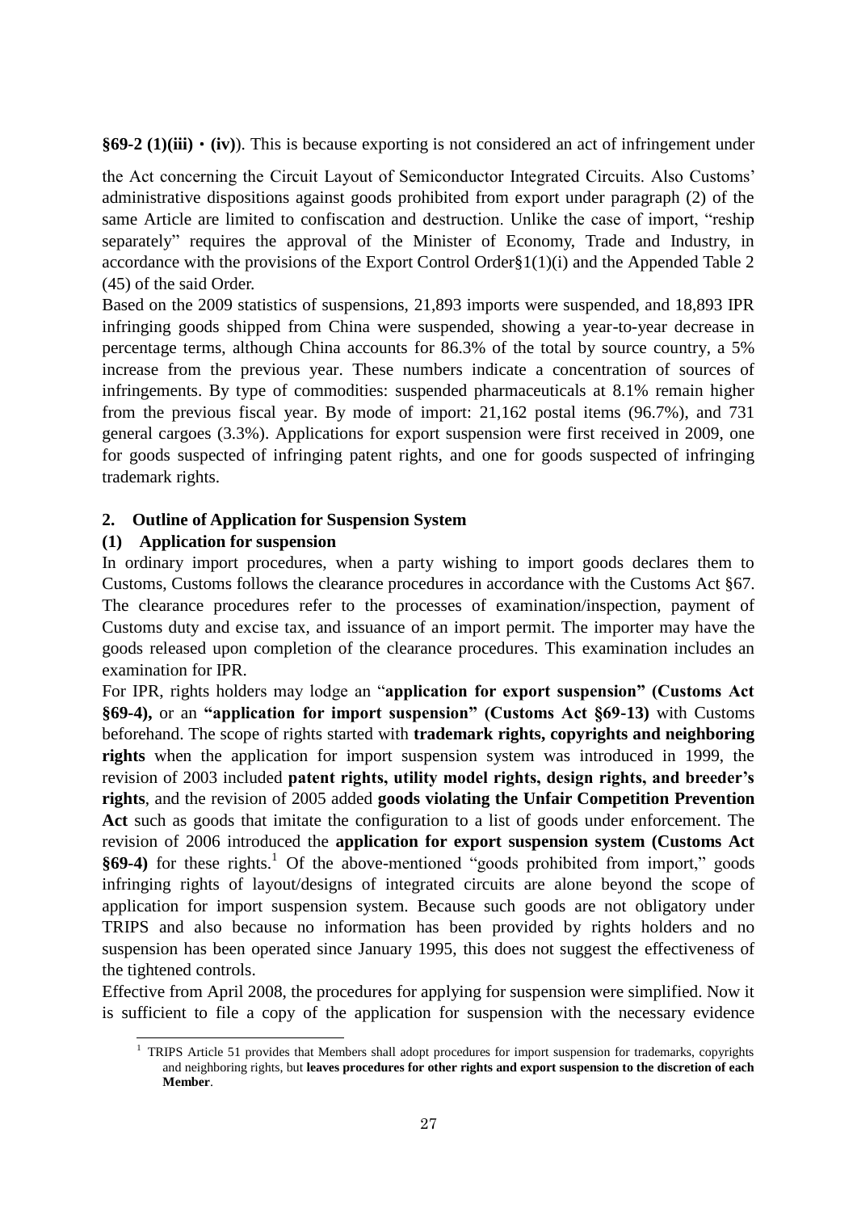**§69-2 (1)(iii)・(iv)**). This is because exporting is not considered an act of infringement under the Act concerning the Circuit Layout of Semiconductor Integrated Circuits. Also Customs' administrative dispositions against goods prohibited from export under paragraph (2) of the same Article are limited to confiscation and destruction. Unlike the case of import, "reship separately" requires the approval of the Minister of Economy, Trade and Industry, in accordance with the provisions of the Export Control Order§1(1)(i) and the Appended Table 2 (45) of the said Order.

Based on the 2009 statistics of suspensions, 21,893 imports were suspended, and 18,893 IPR infringing goods shipped from China were suspended, showing a year-to-year decrease in percentage terms, although China accounts for 86.3% of the total by source country, a 5% increase from the previous year. These numbers indicate a concentration of sources of infringements. By type of commodities: suspended pharmaceuticals at 8.1% remain higher from the previous fiscal year. By mode of import: 21,162 postal items (96.7%), and 731 general cargoes (3.3%). Applications for export suspension were first received in 2009, one for goods suspected of infringing patent rights, and one for goods suspected of infringing trademark rights.

## 2. Outline of Application for Suspension System

### (1) Application for suspension

In ordinary import procedures, when a party wishing to import goods declares them to Customs, Customs follows the clearance procedures in accordance with the Customs Act §67. The clearance procedures refer to the processes of examination/inspection, payment of Customs duty and excise tax, and issuance of an import permit. The importer may have the goods released upon completion of the clearance procedures. This examination includes an examination for IPR.

For IPR, rights holders may lodge an "**application for export suspension" (Customs Act §69-4),** or an **"application for import suspension" (Customs Act §69-13)** with Customs beforehand. The scope of rights started with **trademark rights, copyrights and neighboring rights** when the application for import suspension system was introduced in 1999, the revision of 2003 included **patent rights, utility model rights, design rights, and breeder's rights**, and the revision of 2005 added **goods violating the Unfair Competition Prevention Act** such as goods that imitate the configuration to a list of goods under enforcement. The revision of 2006 introduced the **application for export suspension system (Customs Act §69-4)** for these rights.[1] Of the above-mentioned "goods prohibited from import," goods infringing rights of layout/designs of integrated circuits are alone beyond the scope of application for import suspension system. Because such goods are not obligatory under TRIPS and also because no information has been provided by rights holders and no suspension has been operated since January 1995, this does not suggest the effectiveness of the tightened controls.

Effective from April 2008, the procedures for applying for suspension were simplified. Now it is sufficient to file a copy of the application for suspension with the necessary evidence

---

[1] TRIPS Article 51 provides that Members shall adopt procedures for import suspension for trademarks, copyrights and neighboring rights, but **leaves procedures for other rights and export suspension to the discretion of each Member**.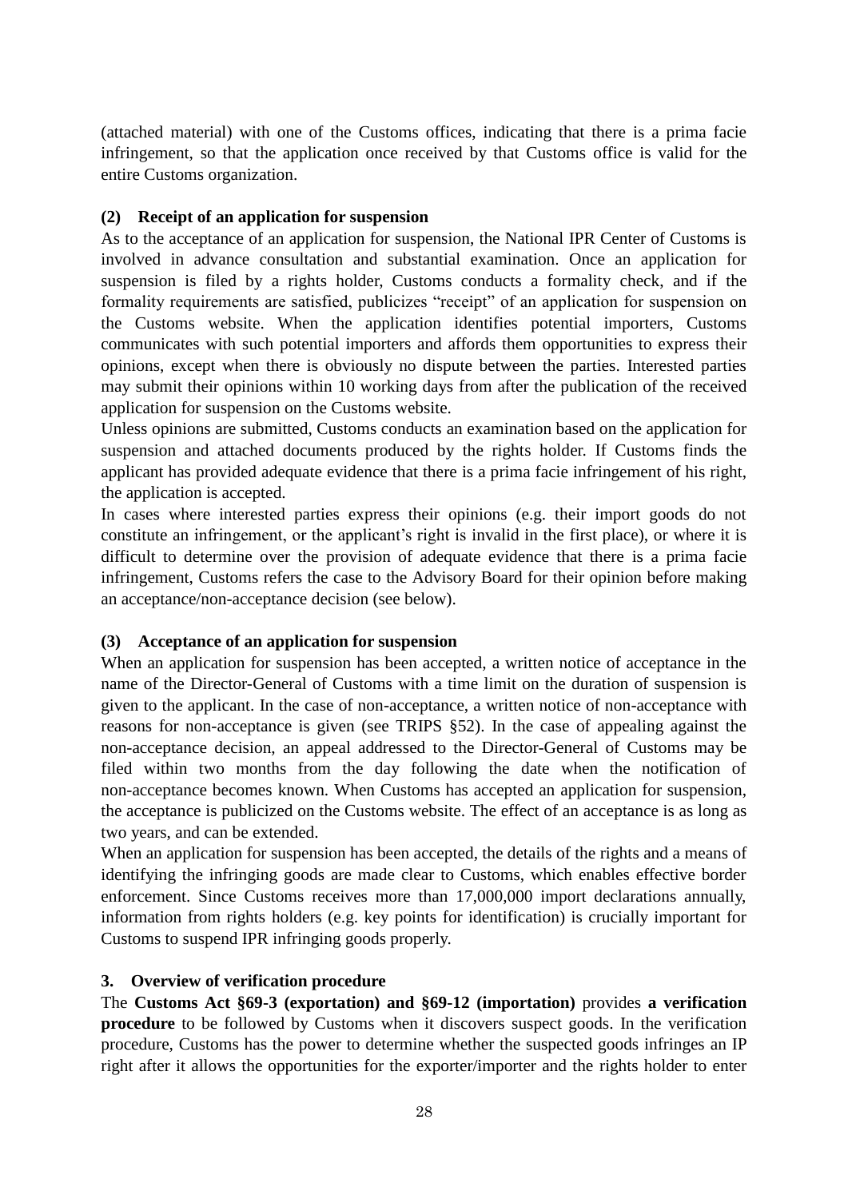(attached material) with one of the Customs offices, indicating that there is a prima facie infringement, so that the application once received by that Customs office is valid for the entire Customs organization.

### (2) Receipt of an application for suspension

As to the acceptance of an application for suspension, the National IPR Center of Customs is involved in advance consultation and substantial examination. Once an application for suspension is filed by a rights holder, Customs conducts a formality check, and if the formality requirements are satisfied, publicizes "receipt" of an application for suspension on the Customs website. When the application identifies potential importers, Customs communicates with such potential importers and affords them opportunities to express their opinions, except when there is obviously no dispute between the parties. Interested parties may submit their opinions within 10 working days from after the publication of the received application for suspension on the Customs website.

Unless opinions are submitted, Customs conducts an examination based on the application for suspension and attached documents produced by the rights holder. If Customs finds the applicant has provided adequate evidence that there is a prima facie infringement of his right, the application is accepted.

In cases where interested parties express their opinions (e.g. their import goods do not constitute an infringement, or the applicant's right is invalid in the first place), or where it is difficult to determine over the provision of adequate evidence that there is a prima facie infringement, Customs refers the case to the Advisory Board for their opinion before making an acceptance/non-acceptance decision (see below).

### (3) Acceptance of an application for suspension

When an application for suspension has been accepted, a written notice of acceptance in the name of the Director-General of Customs with a time limit on the duration of suspension is given to the applicant. In the case of non-acceptance, a written notice of non-acceptance with reasons for non-acceptance is given (see TRIPS §52). In the case of appealing against the non-acceptance decision, an appeal addressed to the Director-General of Customs may be filed within two months from the day following the date when the notification of non-acceptance becomes known. When Customs has accepted an application for suspension, the acceptance is publicized on the Customs website. The effect of an acceptance is as long as two years, and can be extended.

When an application for suspension has been accepted, the details of the rights and a means of identifying the infringing goods are made clear to Customs, which enables effective border enforcement. Since Customs receives more than 17,000,000 import declarations annually, information from rights holders (e.g. key points for identification) is crucially important for Customs to suspend IPR infringing goods properly.

## 3. Overview of verification procedure

The **Customs Act §69-3 (exportation) and §69-12 (importation)** provides **a verification procedure** to be followed by Customs when it discovers suspect goods. In the verification procedure, Customs has the power to determine whether the suspected goods infringes an IP right after it allows the opportunities for the exporter/importer and the rights holder to enter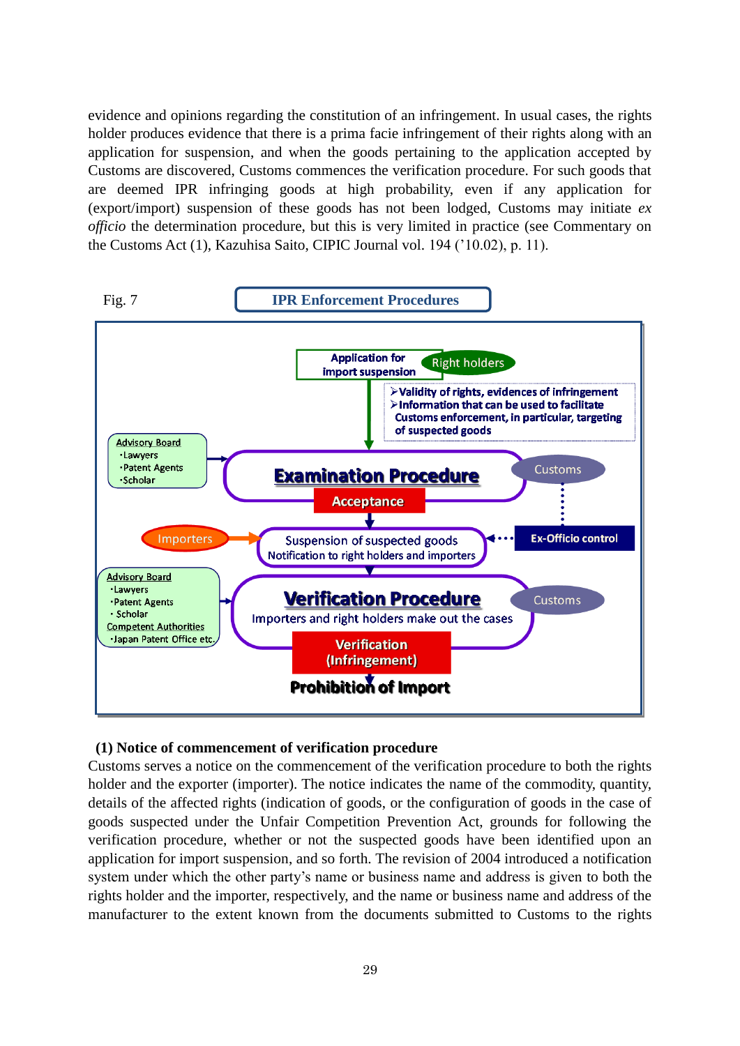evidence and opinions regarding the constitution of an infringement. In usual cases, the rights holder produces evidence that there is a prima facie infringement of their rights along with an application for suspension, and when the goods pertaining to the application accepted by Customs are discovered, Customs commences the verification procedure. For such goods that are deemed IPR infringing goods at high probability, even if any application for (export/import) suspension of these goods has not been lodged, Customs may initiate *ex officio* the determination procedure, but this is very limited in practice (see Commentary on the Customs Act (1), Kazuhisa Saito, CIPIC Journal vol. 194 ('10.02), p. 11).

Fig. 7 **IPR Enforcement Procedures**

Application for import suspension — Right holders

- ➢Validity of rights, evidences of infringement
- ➢Information that can be used to facilitate Customs enforcement, in particular, targeting of suspected goods

Advisory Board
- ・Lawyers
- ・Patent Agents
- ・Scholar

**Examination Procedure** — Customs

Acceptance

Importers → Suspension of suspected goods / Notification to right holders and importers ← Ex-Officio control

Advisory Board
- ・Lawyers
- ・Patent Agents
- ・Scholar

Competent Authorities
- ・Japan Patent Office etc.

**Verification Procedure** — Customs

Importers and right holders make out the cases

Verification (Infringement)

**Prohibition of Import**

**(1) Notice of commencement of verification procedure**

Customs serves a notice on the commencement of the verification procedure to both the rights holder and the exporter (importer). The notice indicates the name of the commodity, quantity, details of the affected rights (indication of goods, or the configuration of goods in the case of goods suspected under the Unfair Competition Prevention Act, grounds for following the verification procedure, whether or not the suspected goods have been identified upon an application for import suspension, and so forth. The revision of 2004 introduced a notification system under which the other party's name or business name and address is given to both the rights holder and the importer, respectively, and the name or business name and address of the manufacturer to the extent known from the documents submitted to Customs to the rights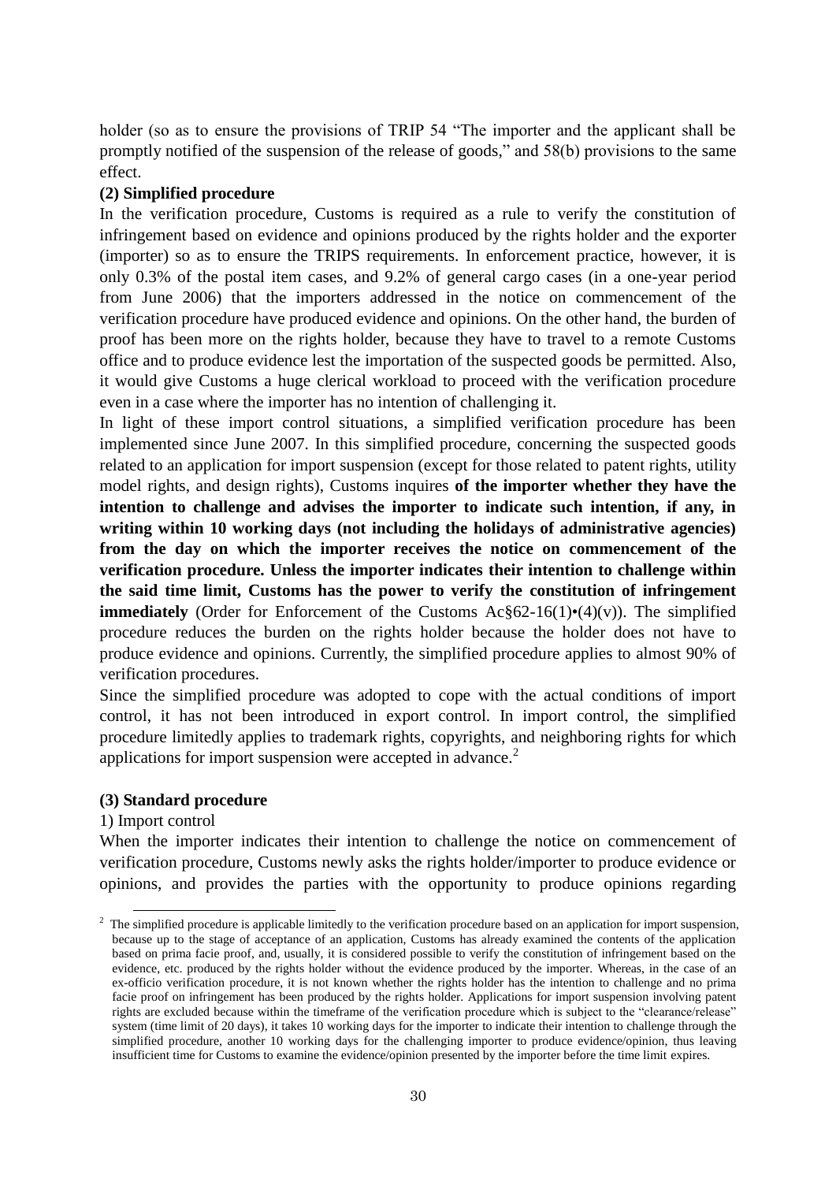holder (so as to ensure the provisions of TRIP 54 "The importer and the applicant shall be promptly notified of the suspension of the release of goods," and 58(b) provisions to the same effect.

**(2) Simplified procedure**

In the verification procedure, Customs is required as a rule to verify the constitution of infringement based on evidence and opinions produced by the rights holder and the exporter (importer) so as to ensure the TRIPS requirements. In enforcement practice, however, it is only 0.3% of the postal item cases, and 9.2% of general cargo cases (in a one-year period from June 2006) that the importers addressed in the notice on commencement of the verification procedure have produced evidence and opinions. On the other hand, the burden of proof has been more on the rights holder, because they have to travel to a remote Customs office and to produce evidence lest the importation of the suspected goods be permitted. Also, it would give Customs a huge clerical workload to proceed with the verification procedure even in a case where the importer has no intention of challenging it.

In light of these import control situations, a simplified verification procedure has been implemented since June 2007. In this simplified procedure, concerning the suspected goods related to an application for import suspension (except for those related to patent rights, utility model rights, and design rights), Customs inquires **of the importer whether they have the intention to challenge and advises the importer to indicate such intention, if any, in writing within 10 working days (not including the holidays of administrative agencies) from the day on which the importer receives the notice on commencement of the verification procedure. Unless the importer indicates their intention to challenge within the said time limit, Customs has the power to verify the constitution of infringement immediately** (Order for Enforcement of the Customs Ac§62-16(1)•(4)(v)). The simplified procedure reduces the burden on the rights holder because the holder does not have to produce evidence and opinions. Currently, the simplified procedure applies to almost 90% of verification procedures.

Since the simplified procedure was adopted to cope with the actual conditions of import control, it has not been introduced in export control. In import control, the simplified procedure limitedly applies to trademark rights, copyrights, and neighboring rights for which applications for import suspension were accepted in advance.[2]

**(3) Standard procedure**

1) Import control

When the importer indicates their intention to challenge the notice on commencement of verification procedure, Customs newly asks the rights holder/importer to produce evidence or opinions, and provides the parties with the opportunity to produce opinions regarding

[2] The simplified procedure is applicable limitedly to the verification procedure based on an application for import suspension, because up to the stage of acceptance of an application, Customs has already examined the contents of the application based on prima facie proof, and, usually, it is considered possible to verify the constitution of infringement based on the evidence, etc. produced by the rights holder without the evidence produced by the importer. Whereas, in the case of an ex-officio verification procedure, it is not known whether the rights holder has the intention to challenge and no prima facie proof on infringement has been produced by the rights holder. Applications for import suspension involving patent rights are excluded because within the timeframe of the verification procedure which is subject to the "clearance/release" system (time limit of 20 days), it takes 10 working days for the importer to indicate their intention to challenge through the simplified procedure, another 10 working days for the challenging importer to produce evidence/opinion, thus leaving insufficient time for Customs to examine the evidence/opinion presented by the importer before the time limit expires.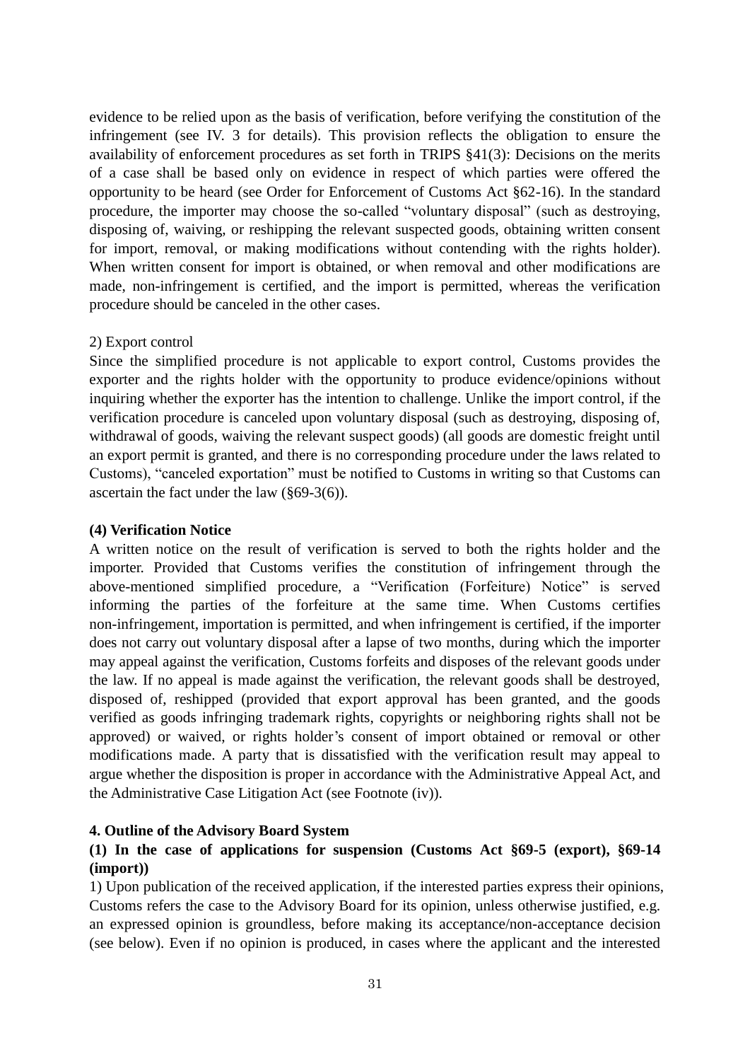evidence to be relied upon as the basis of verification, before verifying the constitution of the infringement (see IV. 3 for details). This provision reflects the obligation to ensure the availability of enforcement procedures as set forth in TRIPS §41(3): Decisions on the merits of a case shall be based only on evidence in respect of which parties were offered the opportunity to be heard (see Order for Enforcement of Customs Act §62-16). In the standard procedure, the importer may choose the so-called "voluntary disposal" (such as destroying, disposing of, waiving, or reshipping the relevant suspected goods, obtaining written consent for import, removal, or making modifications without contending with the rights holder). When written consent for import is obtained, or when removal and other modifications are made, non-infringement is certified, and the import is permitted, whereas the verification procedure should be canceled in the other cases.

2) Export control

Since the simplified procedure is not applicable to export control, Customs provides the exporter and the rights holder with the opportunity to produce evidence/opinions without inquiring whether the exporter has the intention to challenge. Unlike the import control, if the verification procedure is canceled upon voluntary disposal (such as destroying, disposing of, withdrawal of goods, waiving the relevant suspect goods) (all goods are domestic freight until an export permit is granted, and there is no corresponding procedure under the laws related to Customs), "canceled exportation" must be notified to Customs in writing so that Customs can ascertain the fact under the law (§69-3(6)).

**(4) Verification Notice**

A written notice on the result of verification is served to both the rights holder and the importer. Provided that Customs verifies the constitution of infringement through the above-mentioned simplified procedure, a "Verification (Forfeiture) Notice" is served informing the parties of the forfeiture at the same time. When Customs certifies non-infringement, importation is permitted, and when infringement is certified, if the importer does not carry out voluntary disposal after a lapse of two months, during which the importer may appeal against the verification, Customs forfeits and disposes of the relevant goods under the law. If no appeal is made against the verification, the relevant goods shall be destroyed, disposed of, reshipped (provided that export approval has been granted, and the goods verified as goods infringing trademark rights, copyrights or neighboring rights shall not be approved) or waived, or rights holder's consent of import obtained or removal or other modifications made. A party that is dissatisfied with the verification result may appeal to argue whether the disposition is proper in accordance with the Administrative Appeal Act, and the Administrative Case Litigation Act (see Footnote (iv)).

## 4. Outline of the Advisory Board System

### (1) In the case of applications for suspension (Customs Act §69-5 (export), §69-14 (import))

1) Upon publication of the received application, if the interested parties express their opinions, Customs refers the case to the Advisory Board for its opinion, unless otherwise justified, e.g. an expressed opinion is groundless, before making its acceptance/non-acceptance decision (see below). Even if no opinion is produced, in cases where the applicant and the interested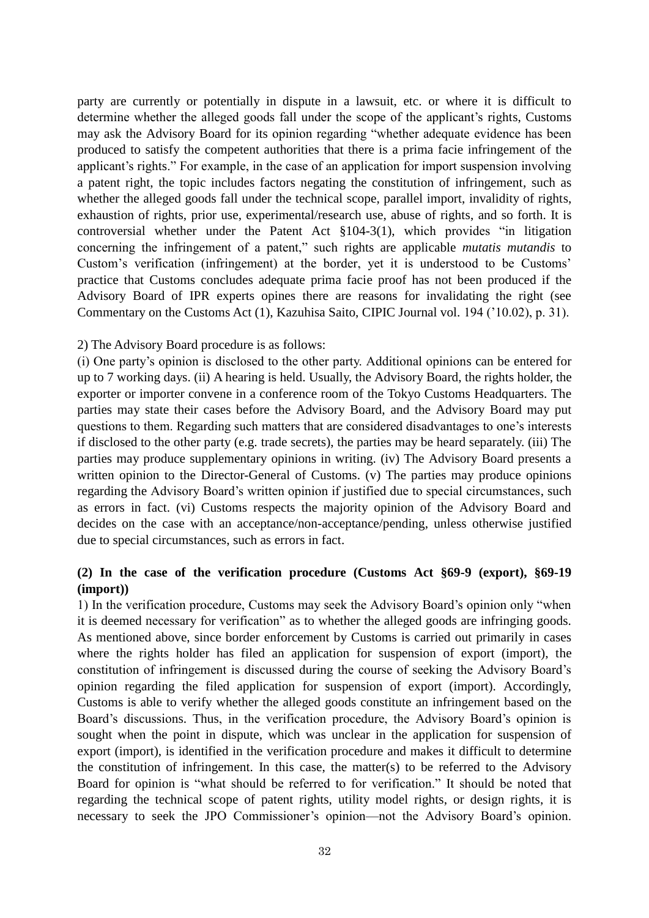party are currently or potentially in dispute in a lawsuit, etc. or where it is difficult to determine whether the alleged goods fall under the scope of the applicant's rights, Customs may ask the Advisory Board for its opinion regarding "whether adequate evidence has been produced to satisfy the competent authorities that there is a prima facie infringement of the applicant's rights." For example, in the case of an application for import suspension involving a patent right, the topic includes factors negating the constitution of infringement, such as whether the alleged goods fall under the technical scope, parallel import, invalidity of rights, exhaustion of rights, prior use, experimental/research use, abuse of rights, and so forth. It is controversial whether under the Patent Act §104-3(1), which provides "in litigation concerning the infringement of a patent," such rights are applicable *mutatis mutandis* to Custom's verification (infringement) at the border, yet it is understood to be Customs' practice that Customs concludes adequate prima facie proof has not been produced if the Advisory Board of IPR experts opines there are reasons for invalidating the right (see Commentary on the Customs Act (1), Kazuhisa Saito, CIPIC Journal vol. 194 ('10.02), p. 31).

2) The Advisory Board procedure is as follows:

(i) One party's opinion is disclosed to the other party. Additional opinions can be entered for up to 7 working days. (ii) A hearing is held. Usually, the Advisory Board, the rights holder, the exporter or importer convene in a conference room of the Tokyo Customs Headquarters. The parties may state their cases before the Advisory Board, and the Advisory Board may put questions to them. Regarding such matters that are considered disadvantages to one's interests if disclosed to the other party (e.g. trade secrets), the parties may be heard separately. (iii) The parties may produce supplementary opinions in writing. (iv) The Advisory Board presents a written opinion to the Director-General of Customs. (v) The parties may produce opinions regarding the Advisory Board's written opinion if justified due to special circumstances, such as errors in fact. (vi) Customs respects the majority opinion of the Advisory Board and decides on the case with an acceptance/non-acceptance/pending, unless otherwise justified due to special circumstances, such as errors in fact.

### (2) In the case of the verification procedure (Customs Act §69-9 (export), §69-19 (import))

1) In the verification procedure, Customs may seek the Advisory Board's opinion only "when it is deemed necessary for verification" as to whether the alleged goods are infringing goods. As mentioned above, since border enforcement by Customs is carried out primarily in cases where the rights holder has filed an application for suspension of export (import), the constitution of infringement is discussed during the course of seeking the Advisory Board's opinion regarding the filed application for suspension of export (import). Accordingly, Customs is able to verify whether the alleged goods constitute an infringement based on the Board's discussions. Thus, in the verification procedure, the Advisory Board's opinion is sought when the point in dispute, which was unclear in the application for suspension of export (import), is identified in the verification procedure and makes it difficult to determine the constitution of infringement. In this case, the matter(s) to be referred to the Advisory Board for opinion is "what should be referred to for verification." It should be noted that regarding the technical scope of patent rights, utility model rights, or design rights, it is necessary to seek the JPO Commissioner's opinion—not the Advisory Board's opinion.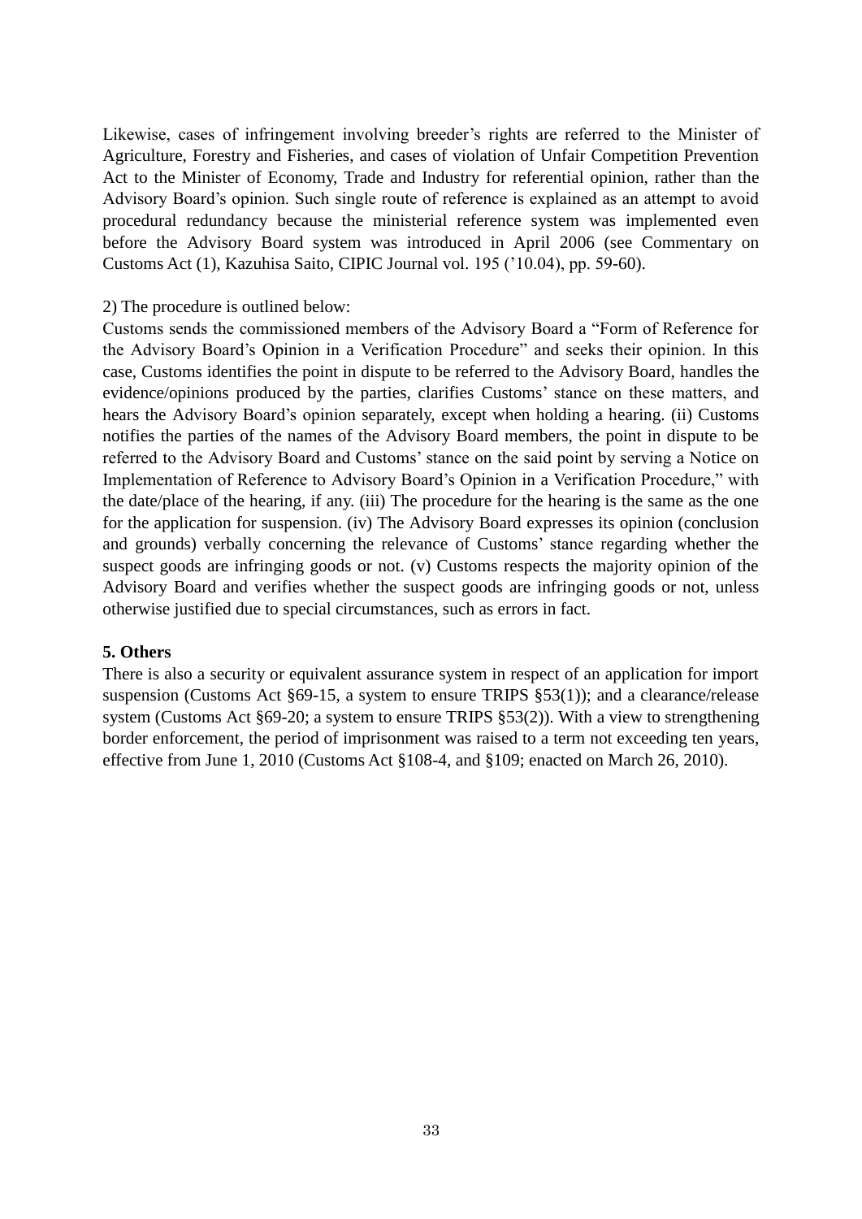Likewise, cases of infringement involving breeder's rights are referred to the Minister of Agriculture, Forestry and Fisheries, and cases of violation of Unfair Competition Prevention Act to the Minister of Economy, Trade and Industry for referential opinion, rather than the Advisory Board's opinion. Such single route of reference is explained as an attempt to avoid procedural redundancy because the ministerial reference system was implemented even before the Advisory Board system was introduced in April 2006 (see Commentary on Customs Act (1), Kazuhisa Saito, CIPIC Journal vol. 195 ('10.04), pp. 59-60).

2) The procedure is outlined below:

Customs sends the commissioned members of the Advisory Board a "Form of Reference for the Advisory Board's Opinion in a Verification Procedure" and seeks their opinion. In this case, Customs identifies the point in dispute to be referred to the Advisory Board, handles the evidence/opinions produced by the parties, clarifies Customs' stance on these matters, and hears the Advisory Board's opinion separately, except when holding a hearing. (ii) Customs notifies the parties of the names of the Advisory Board members, the point in dispute to be referred to the Advisory Board and Customs' stance on the said point by serving a Notice on Implementation of Reference to Advisory Board's Opinion in a Verification Procedure," with the date/place of the hearing, if any. (iii) The procedure for the hearing is the same as the one for the application for suspension. (iv) The Advisory Board expresses its opinion (conclusion and grounds) verbally concerning the relevance of Customs' stance regarding whether the suspect goods are infringing goods or not. (v) Customs respects the majority opinion of the Advisory Board and verifies whether the suspect goods are infringing goods or not, unless otherwise justified due to special circumstances, such as errors in fact.

**5. Others**

There is also a security or equivalent assurance system in respect of an application for import suspension (Customs Act §69-15, a system to ensure TRIPS §53(1)); and a clearance/release system (Customs Act §69-20; a system to ensure TRIPS §53(2)). With a view to strengthening border enforcement, the period of imprisonment was raised to a term not exceeding ten years, effective from June 1, 2010 (Customs Act §108-4, and §109; enacted on March 26, 2010).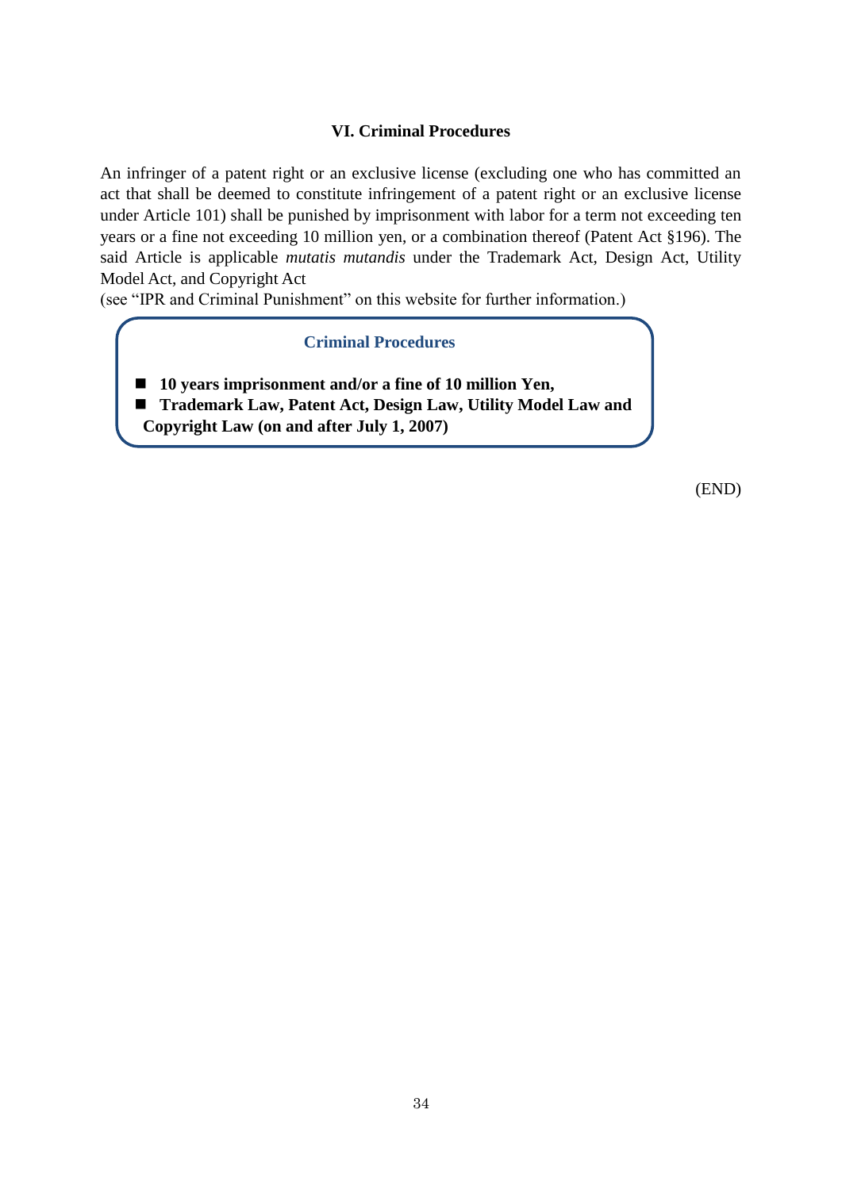## VI. Criminal Procedures

An infringer of a patent right or an exclusive license (excluding one who has committed an act that shall be deemed to constitute infringement of a patent right or an exclusive license under Article 101) shall be punished by imprisonment with labor for a term not exceeding ten years or a fine not exceeding 10 million yen, or a combination thereof (Patent Act §196). The said Article is applicable *mutatis mutandis* under the Trademark Act, Design Act, Utility Model Act, and Copyright Act

(see "IPR and Criminal Punishment" on this website for further information.)

**Criminal Procedures**

- **10 years imprisonment and/or a fine of 10 million Yen,**
- **Trademark Law, Patent Act, Design Law, Utility Model Law and Copyright Law (on and after July 1, 2007)**

(END)